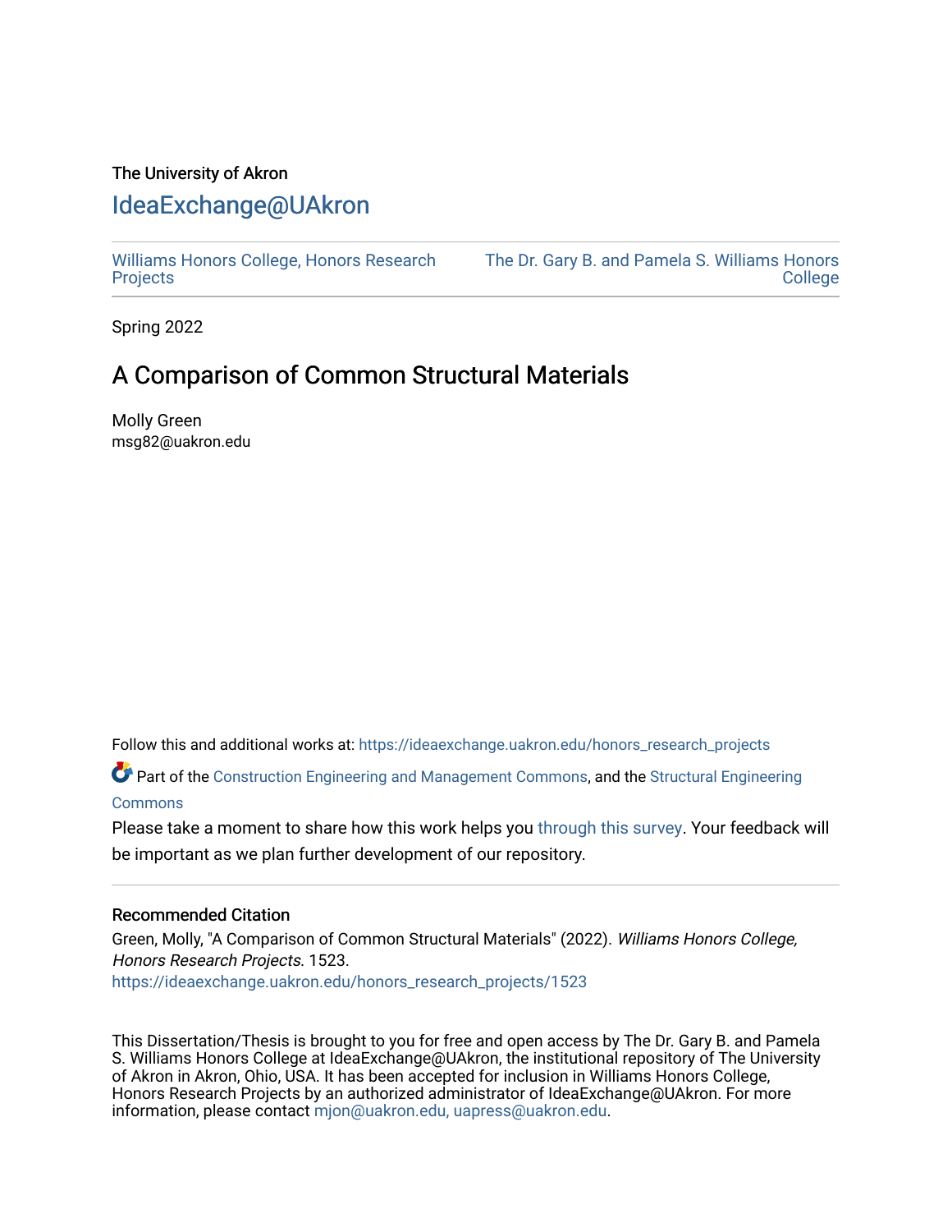The University of Akron

# IdeaExchange@UAkron

Williams Honors College, Honors Research Projects | The Dr. Gary B. and Pamela S. Williams Honors College

Spring 2022

## A Comparison of Common Structural Materials

Molly Green
msg82@uakron.edu

Follow this and additional works at: https://ideaexchange.uakron.edu/honors_research_projects

Part of the Construction Engineering and Management Commons, and the Structural Engineering Commons

Please take a moment to share how this work helps you through this survey. Your feedback will be important as we plan further development of our repository.

### Recommended Citation

Green, Molly, "A Comparison of Common Structural Materials" (2022). *Williams Honors College, Honors Research Projects*. 1523.
https://ideaexchange.uakron.edu/honors_research_projects/1523

This Dissertation/Thesis is brought to you for free and open access by The Dr. Gary B. and Pamela S. Williams Honors College at IdeaExchange@UAkron, the institutional repository of The University of Akron in Akron, Ohio, USA. It has been accepted for inclusion in Williams Honors College, Honors Research Projects by an authorized administrator of IdeaExchange@UAkron. For more information, please contact mjon@uakron.edu, uapress@uakron.edu.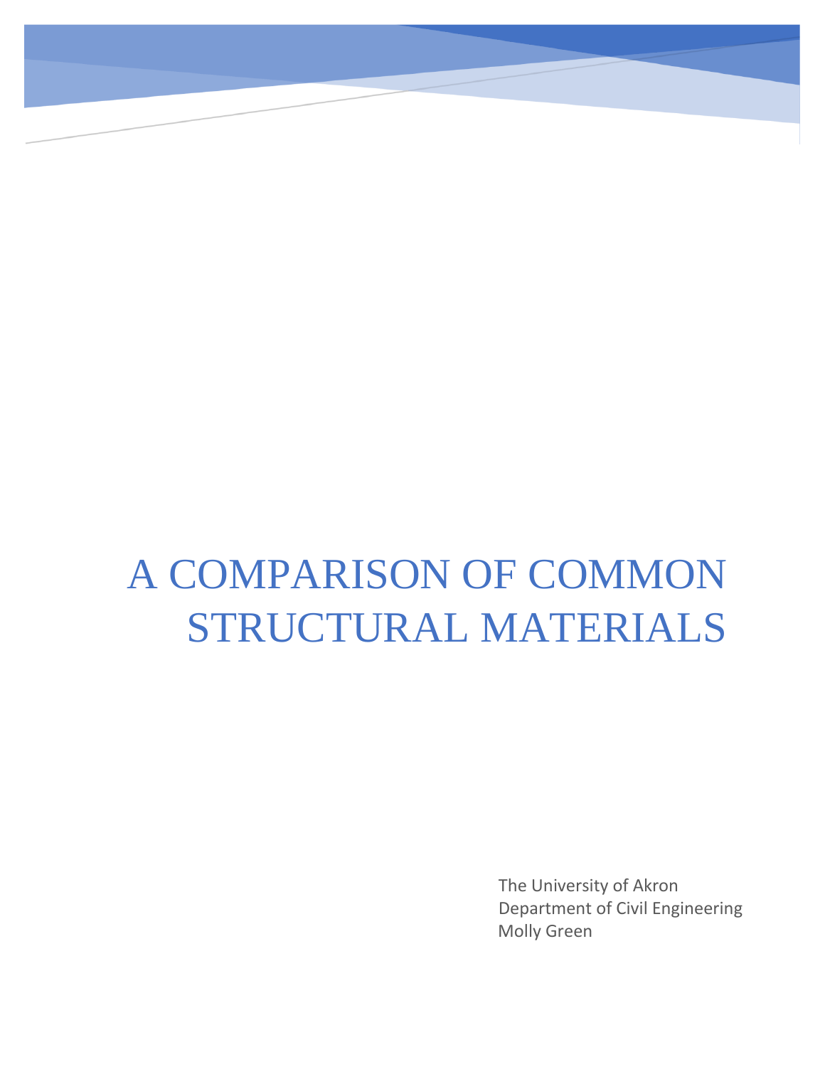# A COMPARISON OF COMMON STRUCTURAL MATERIALS

The University of Akron
Department of Civil Engineering
Molly Green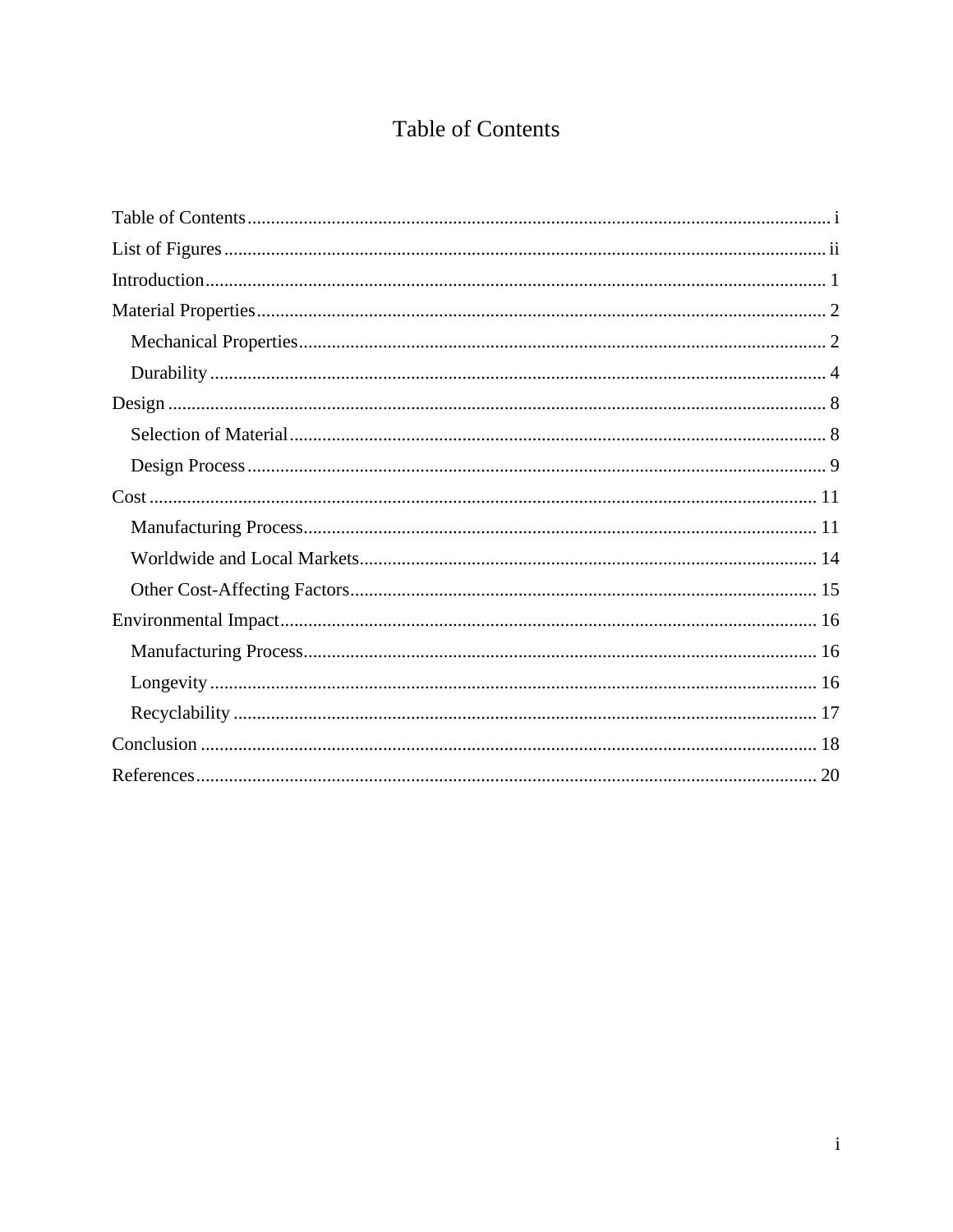# Table of Contents

Table of Contents ........ i
List of Figures ........ ii
Introduction ........ 1
Material Properties ........ 2
  Mechanical Properties ........ 2
  Durability ........ 4
Design ........ 8
  Selection of Material ........ 8
  Design Process ........ 9
Cost ........ 11
  Manufacturing Process ........ 11
  Worldwide and Local Markets ........ 14
  Other Cost-Affecting Factors ........ 15
Environmental Impact ........ 16
  Manufacturing Process ........ 16
  Longevity ........ 16
  Recyclability ........ 17
Conclusion ........ 18
References ........ 20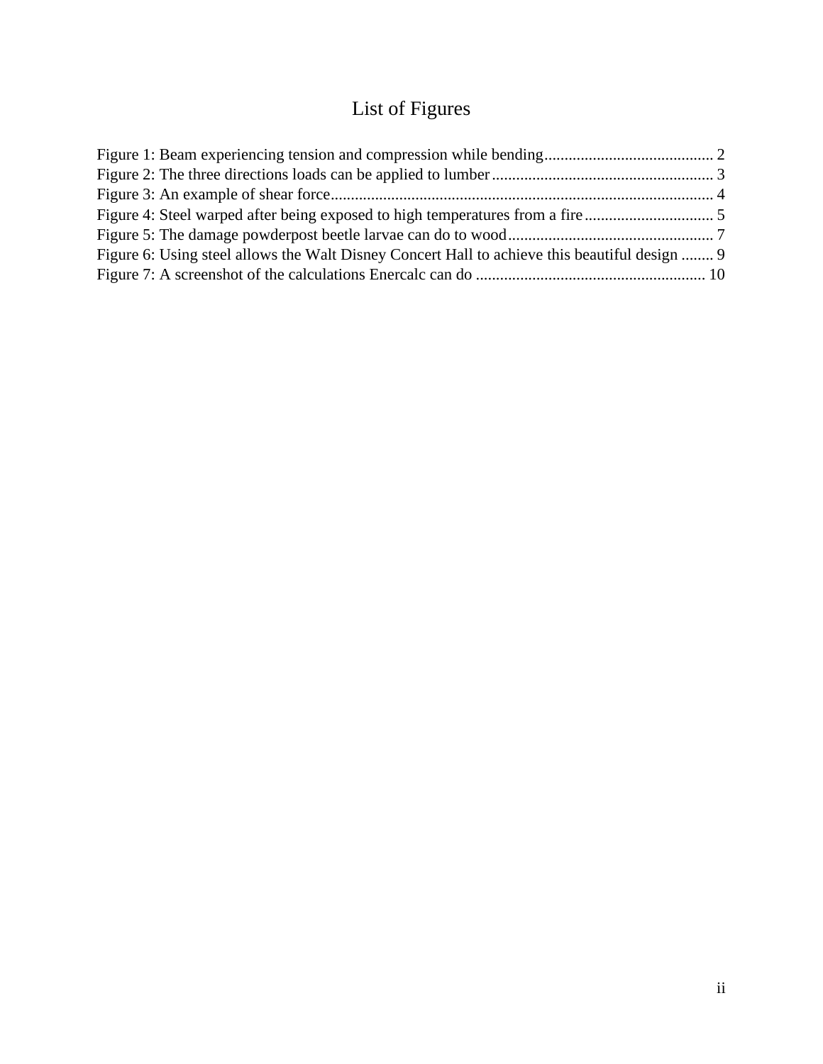# List of Figures

Figure 1: Beam experiencing tension and compression while bending .......................................... 2
Figure 2: The three directions loads can be applied to lumber ....................................................... 3
Figure 3: An example of shear force ............................................................................................... 4
Figure 4: Steel warped after being exposed to high temperatures from a fire ................................ 5
Figure 5: The damage powderpost beetle larvae can do to wood ................................................... 7
Figure 6: Using steel allows the Walt Disney Concert Hall to achieve this beautiful design ........ 9
Figure 7: A screenshot of the calculations Enercalc can do ......................................................... 10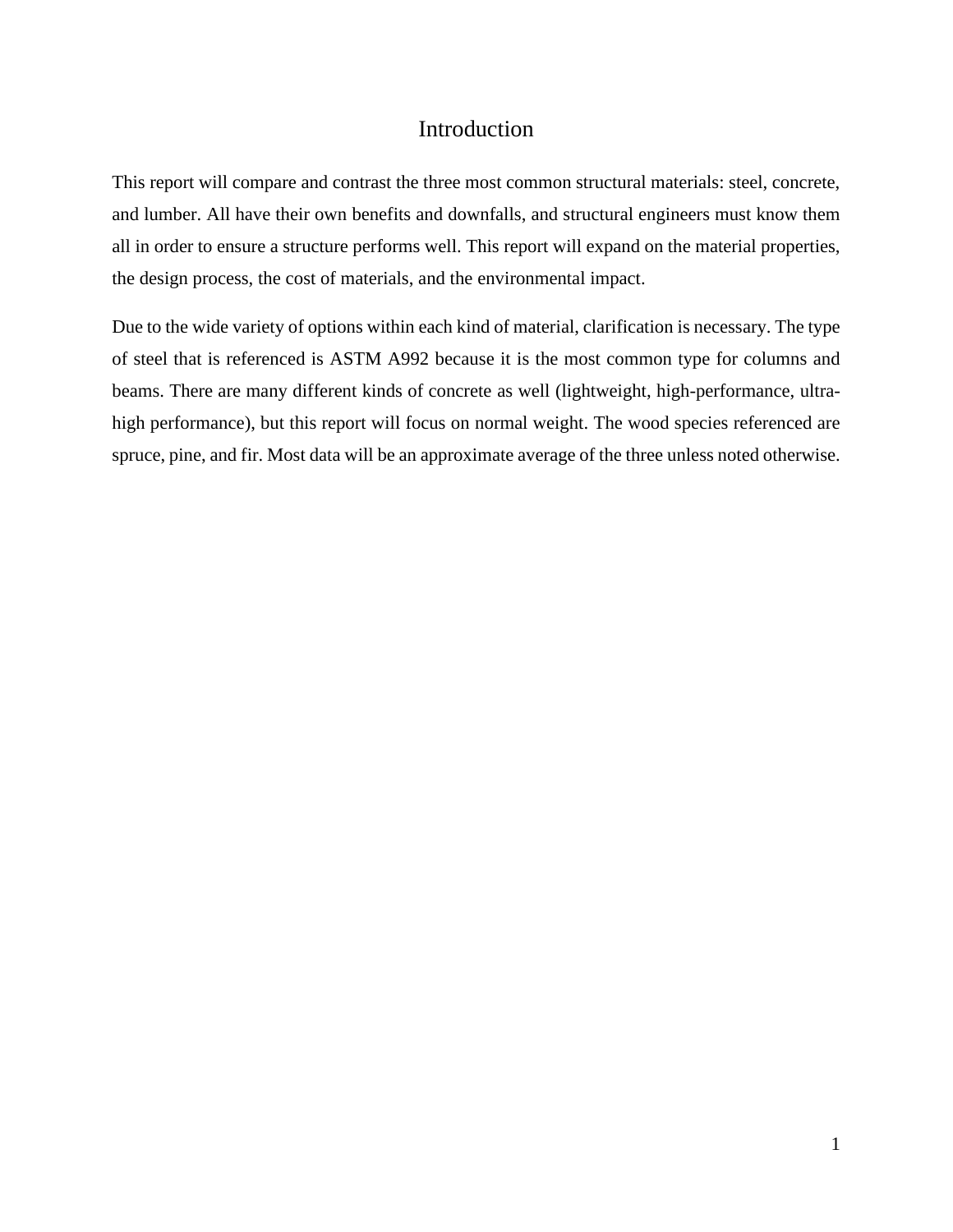# Introduction

This report will compare and contrast the three most common structural materials: steel, concrete, and lumber. All have their own benefits and downfalls, and structural engineers must know them all in order to ensure a structure performs well. This report will expand on the material properties, the design process, the cost of materials, and the environmental impact.

Due to the wide variety of options within each kind of material, clarification is necessary. The type of steel that is referenced is ASTM A992 because it is the most common type for columns and beams. There are many different kinds of concrete as well (lightweight, high-performance, ultra-high performance), but this report will focus on normal weight. The wood species referenced are spruce, pine, and fir. Most data will be an approximate average of the three unless noted otherwise.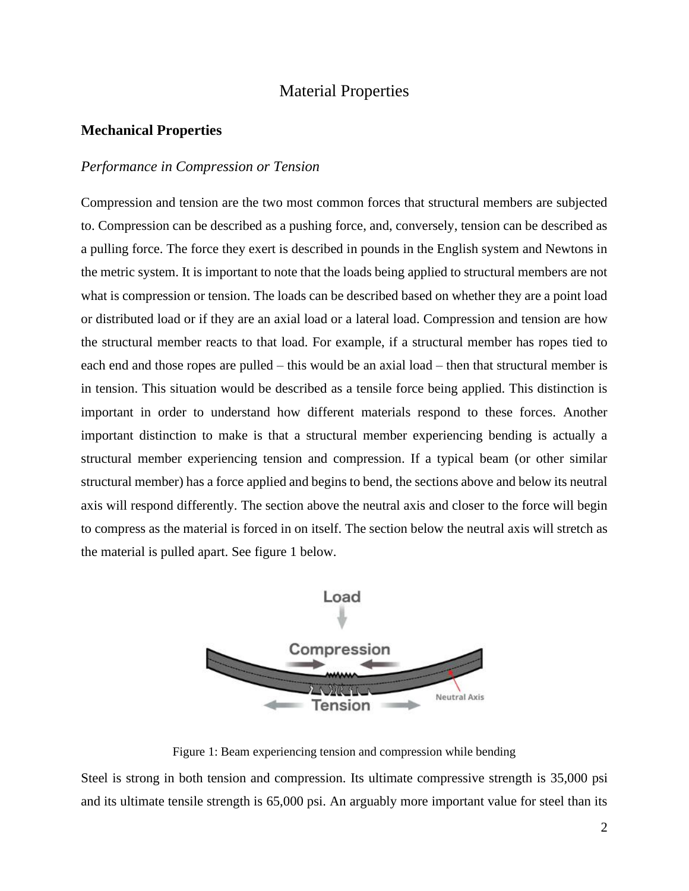# Material Properties

## Mechanical Properties

### *Performance in Compression or Tension*

Compression and tension are the two most common forces that structural members are subjected to. Compression can be described as a pushing force, and, conversely, tension can be described as a pulling force. The force they exert is described in pounds in the English system and Newtons in the metric system. It is important to note that the loads being applied to structural members are not what is compression or tension. The loads can be described based on whether they are a point load or distributed load or if they are an axial load or a lateral load. Compression and tension are how the structural member reacts to that load. For example, if a structural member has ropes tied to each end and those ropes are pulled – this would be an axial load – then that structural member is in tension. This situation would be described as a tensile force being applied. This distinction is important in order to understand how different materials respond to these forces. Another important distinction to make is that a structural member experiencing bending is actually a structural member experiencing tension and compression. If a typical beam (or other similar structural member) has a force applied and begins to bend, the sections above and below its neutral axis will respond differently. The section above the neutral axis and closer to the force will begin to compress as the material is forced in on itself. The section below the neutral axis will stretch as the material is pulled apart. See figure 1 below.

Figure 1: Beam experiencing tension and compression while bending

Steel is strong in both tension and compression. Its ultimate compressive strength is 35,000 psi and its ultimate tensile strength is 65,000 psi. An arguably more important value for steel than its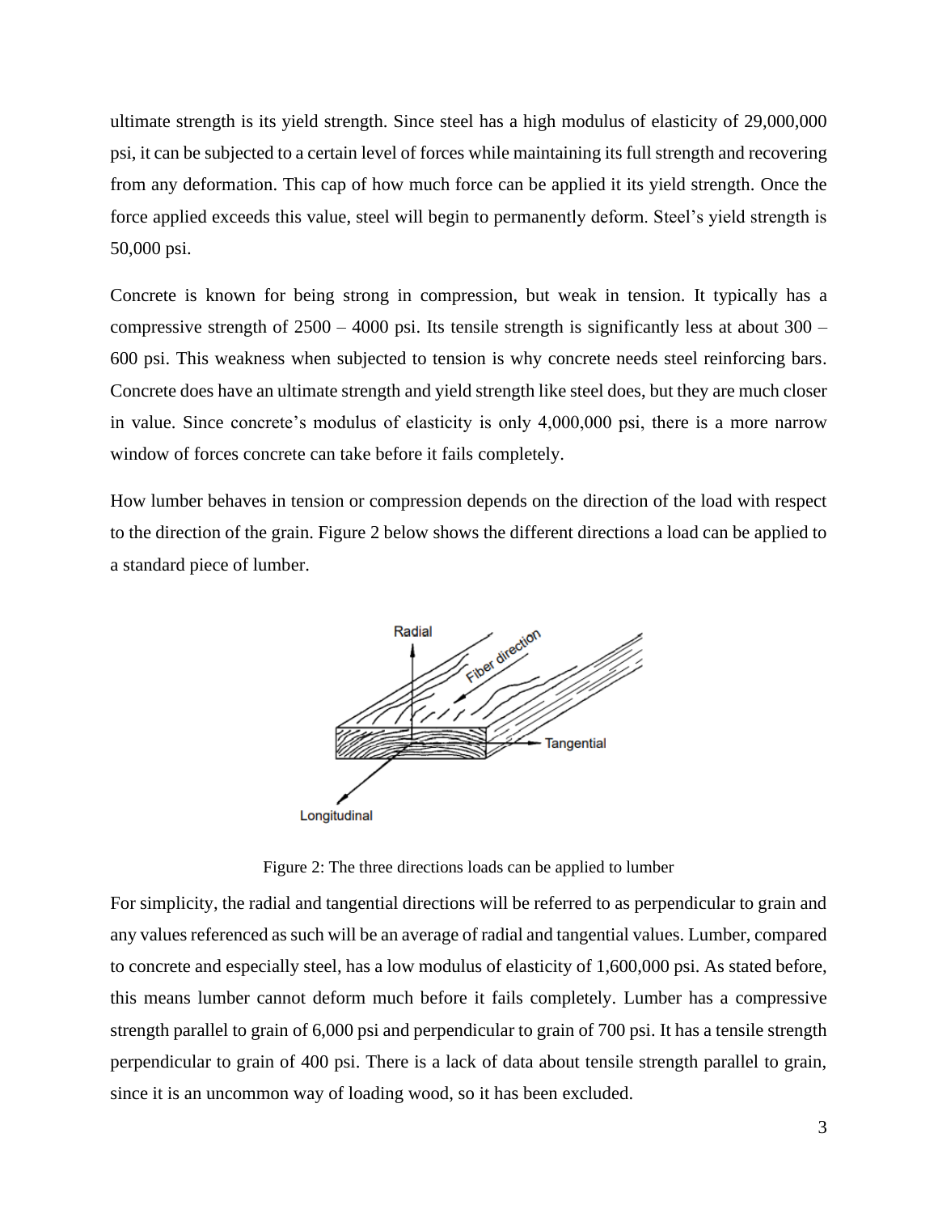ultimate strength is its yield strength. Since steel has a high modulus of elasticity of 29,000,000 psi, it can be subjected to a certain level of forces while maintaining its full strength and recovering from any deformation. This cap of how much force can be applied it its yield strength. Once the force applied exceeds this value, steel will begin to permanently deform. Steel's yield strength is 50,000 psi.

Concrete is known for being strong in compression, but weak in tension. It typically has a compressive strength of 2500 – 4000 psi. Its tensile strength is significantly less at about 300 – 600 psi. This weakness when subjected to tension is why concrete needs steel reinforcing bars. Concrete does have an ultimate strength and yield strength like steel does, but they are much closer in value. Since concrete's modulus of elasticity is only 4,000,000 psi, there is a more narrow window of forces concrete can take before it fails completely.

How lumber behaves in tension or compression depends on the direction of the load with respect to the direction of the grain. Figure 2 below shows the different directions a load can be applied to a standard piece of lumber.

Figure 2: The three directions loads can be applied to lumber

For simplicity, the radial and tangential directions will be referred to as perpendicular to grain and any values referenced as such will be an average of radial and tangential values. Lumber, compared to concrete and especially steel, has a low modulus of elasticity of 1,600,000 psi. As stated before, this means lumber cannot deform much before it fails completely. Lumber has a compressive strength parallel to grain of 6,000 psi and perpendicular to grain of 700 psi. It has a tensile strength perpendicular to grain of 400 psi. There is a lack of data about tensile strength parallel to grain, since it is an uncommon way of loading wood, so it has been excluded.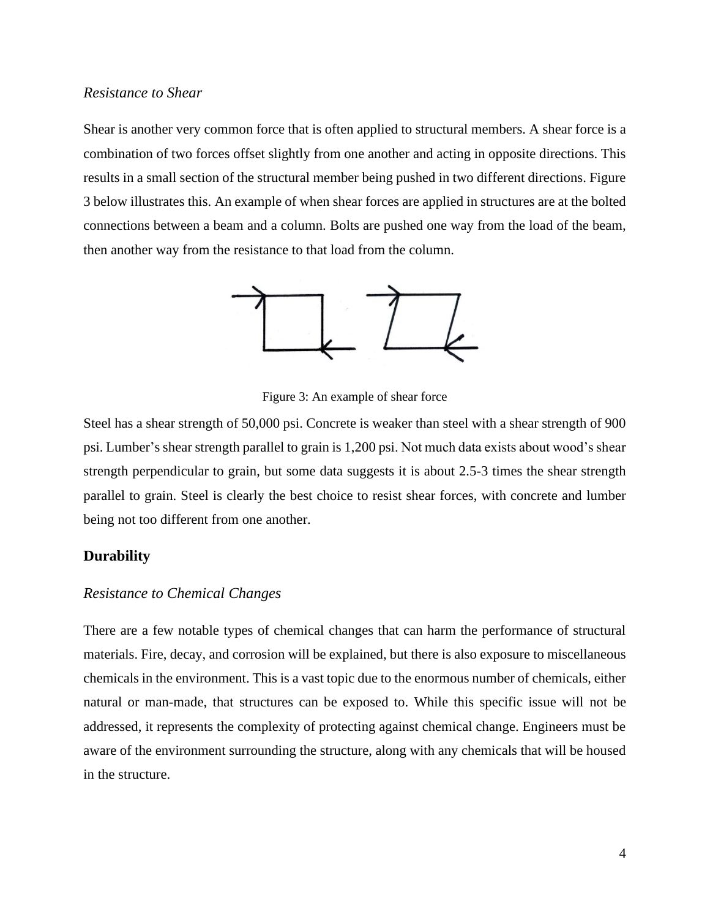### *Resistance to Shear*

Shear is another very common force that is often applied to structural members. A shear force is a combination of two forces offset slightly from one another and acting in opposite directions. This results in a small section of the structural member being pushed in two different directions. Figure 3 below illustrates this. An example of when shear forces are applied in structures are at the bolted connections between a beam and a column. Bolts are pushed one way from the load of the beam, then another way from the resistance to that load from the column.

Figure 3: An example of shear force

Steel has a shear strength of 50,000 psi. Concrete is weaker than steel with a shear strength of 900 psi. Lumber's shear strength parallel to grain is 1,200 psi. Not much data exists about wood's shear strength perpendicular to grain, but some data suggests it is about 2.5-3 times the shear strength parallel to grain. Steel is clearly the best choice to resist shear forces, with concrete and lumber being not too different from one another.

## Durability

### *Resistance to Chemical Changes*

There are a few notable types of chemical changes that can harm the performance of structural materials. Fire, decay, and corrosion will be explained, but there is also exposure to miscellaneous chemicals in the environment. This is a vast topic due to the enormous number of chemicals, either natural or man-made, that structures can be exposed to. While this specific issue will not be addressed, it represents the complexity of protecting against chemical change. Engineers must be aware of the environment surrounding the structure, along with any chemicals that will be housed in the structure.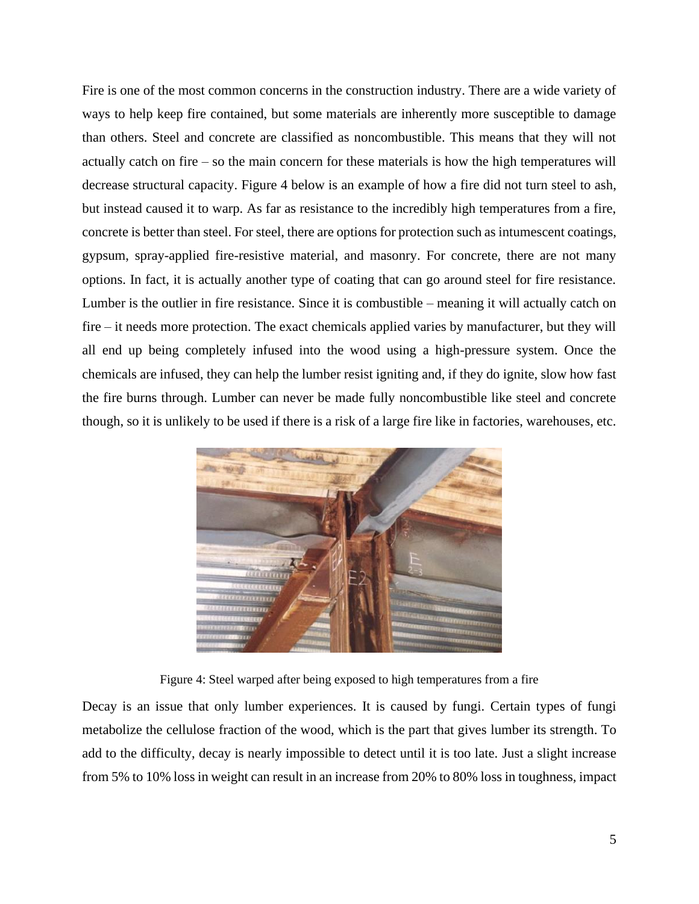Fire is one of the most common concerns in the construction industry. There are a wide variety of ways to help keep fire contained, but some materials are inherently more susceptible to damage than others. Steel and concrete are classified as noncombustible. This means that they will not actually catch on fire – so the main concern for these materials is how the high temperatures will decrease structural capacity. Figure 4 below is an example of how a fire did not turn steel to ash, but instead caused it to warp. As far as resistance to the incredibly high temperatures from a fire, concrete is better than steel. For steel, there are options for protection such as intumescent coatings, gypsum, spray-applied fire-resistive material, and masonry. For concrete, there are not many options. In fact, it is actually another type of coating that can go around steel for fire resistance. Lumber is the outlier in fire resistance. Since it is combustible – meaning it will actually catch on fire – it needs more protection. The exact chemicals applied varies by manufacturer, but they will all end up being completely infused into the wood using a high-pressure system. Once the chemicals are infused, they can help the lumber resist igniting and, if they do ignite, slow how fast the fire burns through. Lumber can never be made fully noncombustible like steel and concrete though, so it is unlikely to be used if there is a risk of a large fire like in factories, warehouses, etc.

Figure 4: Steel warped after being exposed to high temperatures from a fire

Decay is an issue that only lumber experiences. It is caused by fungi. Certain types of fungi metabolize the cellulose fraction of the wood, which is the part that gives lumber its strength. To add to the difficulty, decay is nearly impossible to detect until it is too late. Just a slight increase from 5% to 10% loss in weight can result in an increase from 20% to 80% loss in toughness, impact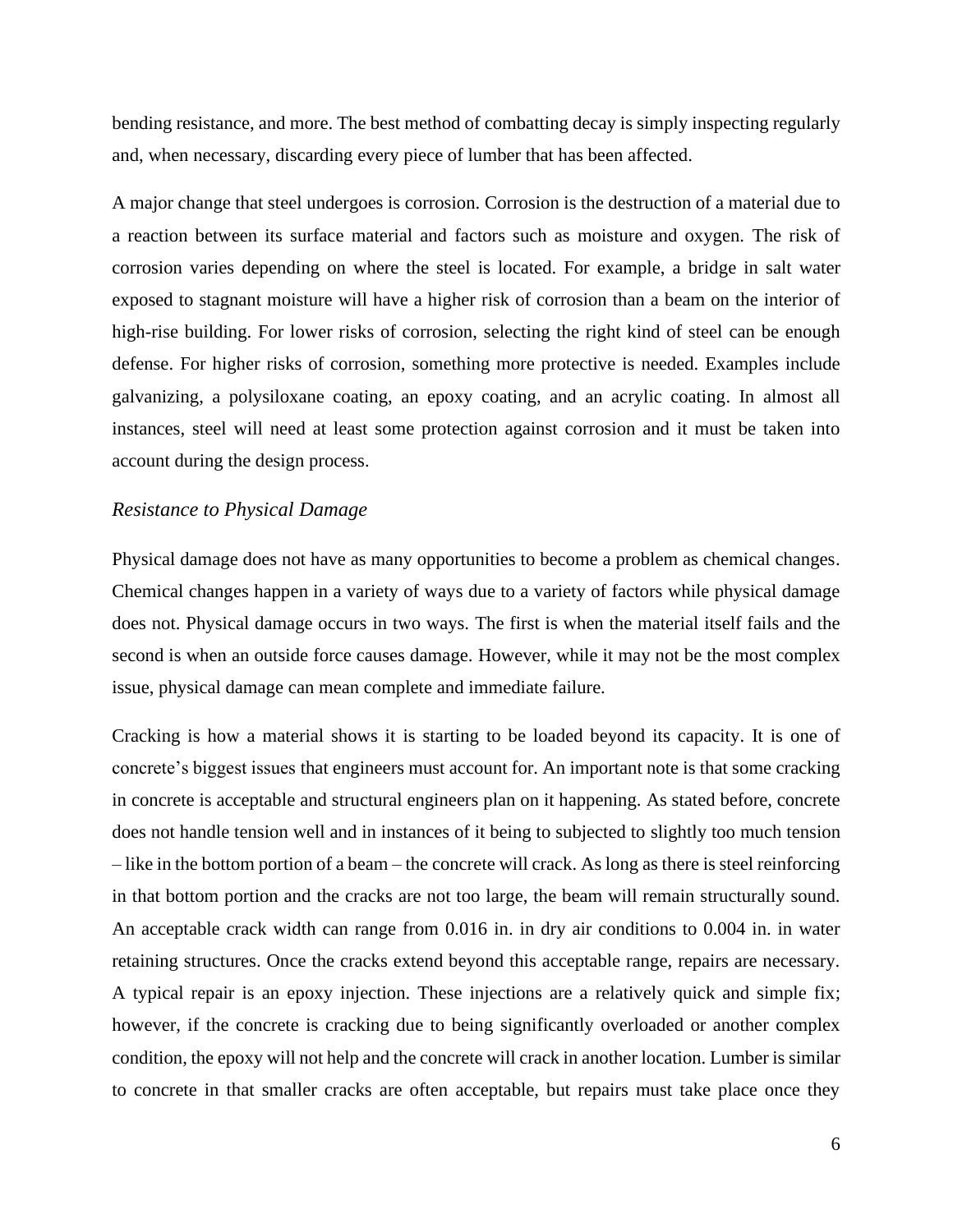bending resistance, and more. The best method of combatting decay is simply inspecting regularly and, when necessary, discarding every piece of lumber that has been affected.

A major change that steel undergoes is corrosion. Corrosion is the destruction of a material due to a reaction between its surface material and factors such as moisture and oxygen. The risk of corrosion varies depending on where the steel is located. For example, a bridge in salt water exposed to stagnant moisture will have a higher risk of corrosion than a beam on the interior of high-rise building. For lower risks of corrosion, selecting the right kind of steel can be enough defense. For higher risks of corrosion, something more protective is needed. Examples include galvanizing, a polysiloxane coating, an epoxy coating, and an acrylic coating. In almost all instances, steel will need at least some protection against corrosion and it must be taken into account during the design process.

### *Resistance to Physical Damage*

Physical damage does not have as many opportunities to become a problem as chemical changes. Chemical changes happen in a variety of ways due to a variety of factors while physical damage does not. Physical damage occurs in two ways. The first is when the material itself fails and the second is when an outside force causes damage. However, while it may not be the most complex issue, physical damage can mean complete and immediate failure.

Cracking is how a material shows it is starting to be loaded beyond its capacity. It is one of concrete's biggest issues that engineers must account for. An important note is that some cracking in concrete is acceptable and structural engineers plan on it happening. As stated before, concrete does not handle tension well and in instances of it being to subjected to slightly too much tension – like in the bottom portion of a beam – the concrete will crack. As long as there is steel reinforcing in that bottom portion and the cracks are not too large, the beam will remain structurally sound. An acceptable crack width can range from 0.016 in. in dry air conditions to 0.004 in. in water retaining structures. Once the cracks extend beyond this acceptable range, repairs are necessary. A typical repair is an epoxy injection. These injections are a relatively quick and simple fix; however, if the concrete is cracking due to being significantly overloaded or another complex condition, the epoxy will not help and the concrete will crack in another location. Lumber is similar to concrete in that smaller cracks are often acceptable, but repairs must take place once they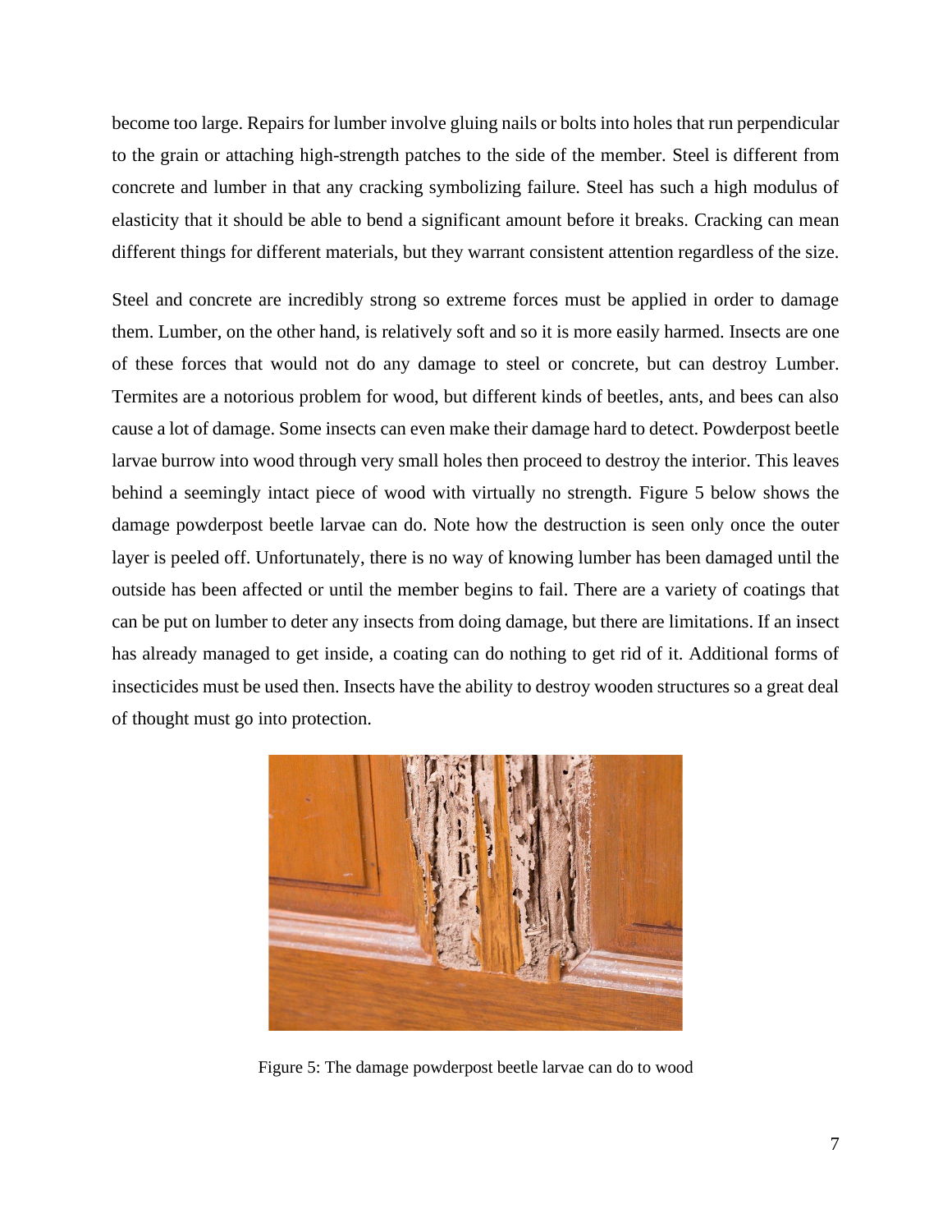become too large. Repairs for lumber involve gluing nails or bolts into holes that run perpendicular to the grain or attaching high-strength patches to the side of the member. Steel is different from concrete and lumber in that any cracking symbolizing failure. Steel has such a high modulus of elasticity that it should be able to bend a significant amount before it breaks. Cracking can mean different things for different materials, but they warrant consistent attention regardless of the size.

Steel and concrete are incredibly strong so extreme forces must be applied in order to damage them. Lumber, on the other hand, is relatively soft and so it is more easily harmed. Insects are one of these forces that would not do any damage to steel or concrete, but can destroy Lumber. Termites are a notorious problem for wood, but different kinds of beetles, ants, and bees can also cause a lot of damage. Some insects can even make their damage hard to detect. Powderpost beetle larvae burrow into wood through very small holes then proceed to destroy the interior. This leaves behind a seemingly intact piece of wood with virtually no strength. Figure 5 below shows the damage powderpost beetle larvae can do. Note how the destruction is seen only once the outer layer is peeled off. Unfortunately, there is no way of knowing lumber has been damaged until the outside has been affected or until the member begins to fail. There are a variety of coatings that can be put on lumber to deter any insects from doing damage, but there are limitations. If an insect has already managed to get inside, a coating can do nothing to get rid of it. Additional forms of insecticides must be used then. Insects have the ability to destroy wooden structures so a great deal of thought must go into protection.

Figure 5: The damage powderpost beetle larvae can do to wood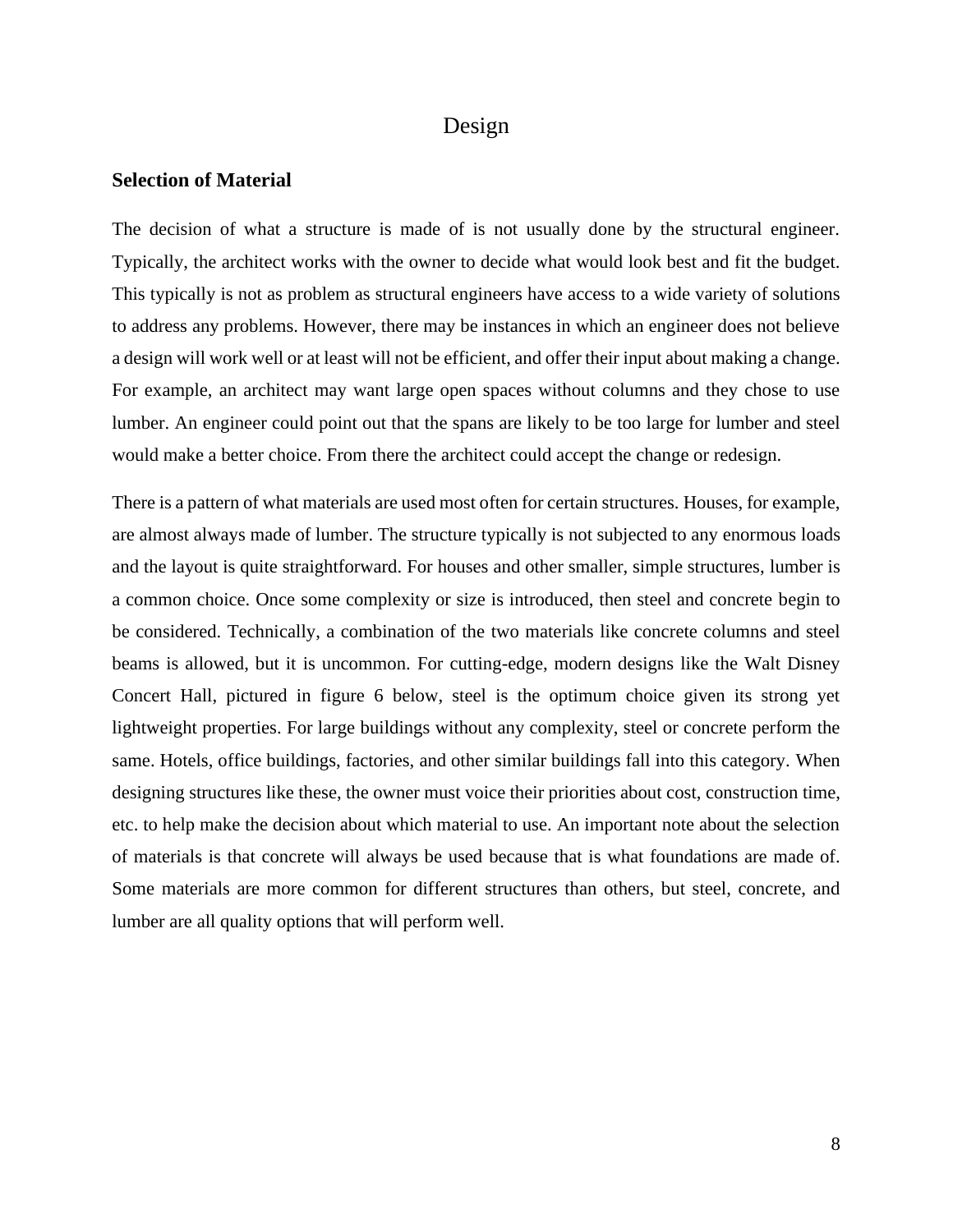# Design

## Selection of Material

The decision of what a structure is made of is not usually done by the structural engineer. Typically, the architect works with the owner to decide what would look best and fit the budget. This typically is not as problem as structural engineers have access to a wide variety of solutions to address any problems. However, there may be instances in which an engineer does not believe a design will work well or at least will not be efficient, and offer their input about making a change. For example, an architect may want large open spaces without columns and they chose to use lumber. An engineer could point out that the spans are likely to be too large for lumber and steel would make a better choice. From there the architect could accept the change or redesign.

There is a pattern of what materials are used most often for certain structures. Houses, for example, are almost always made of lumber. The structure typically is not subjected to any enormous loads and the layout is quite straightforward. For houses and other smaller, simple structures, lumber is a common choice. Once some complexity or size is introduced, then steel and concrete begin to be considered. Technically, a combination of the two materials like concrete columns and steel beams is allowed, but it is uncommon. For cutting-edge, modern designs like the Walt Disney Concert Hall, pictured in figure 6 below, steel is the optimum choice given its strong yet lightweight properties. For large buildings without any complexity, steel or concrete perform the same. Hotels, office buildings, factories, and other similar buildings fall into this category. When designing structures like these, the owner must voice their priorities about cost, construction time, etc. to help make the decision about which material to use. An important note about the selection of materials is that concrete will always be used because that is what foundations are made of. Some materials are more common for different structures than others, but steel, concrete, and lumber are all quality options that will perform well.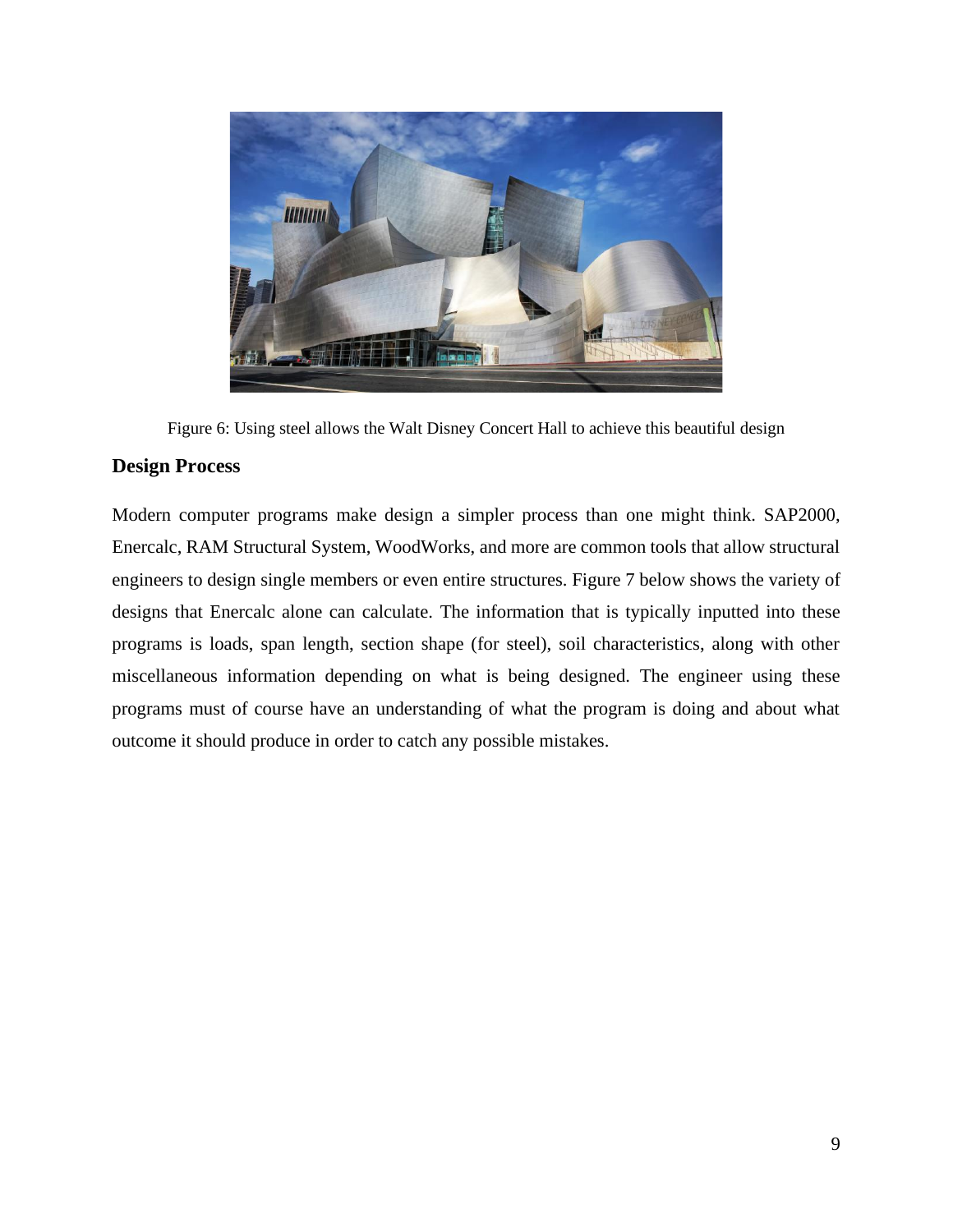Figure 6: Using steel allows the Walt Disney Concert Hall to achieve this beautiful design

## Design Process

Modern computer programs make design a simpler process than one might think. SAP2000, Enercalc, RAM Structural System, WoodWorks, and more are common tools that allow structural engineers to design single members or even entire structures. Figure 7 below shows the variety of designs that Enercalc alone can calculate. The information that is typically inputted into these programs is loads, span length, section shape (for steel), soil characteristics, along with other miscellaneous information depending on what is being designed. The engineer using these programs must of course have an understanding of what the program is doing and about what outcome it should produce in order to catch any possible mistakes.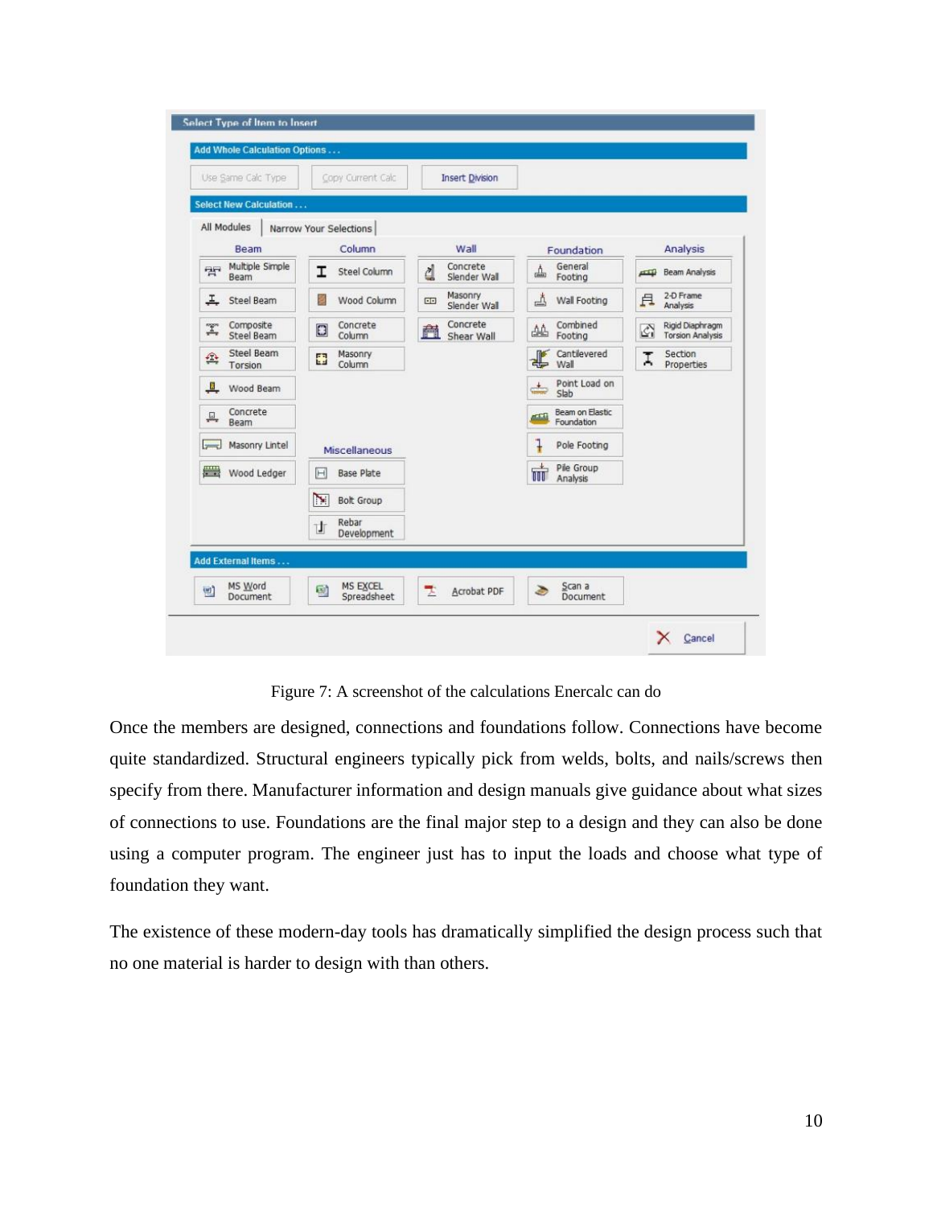Figure 7: A screenshot of the calculations Enercalc can do

Once the members are designed, connections and foundations follow. Connections have become quite standardized. Structural engineers typically pick from welds, bolts, and nails/screws then specify from there. Manufacturer information and design manuals give guidance about what sizes of connections to use. Foundations are the final major step to a design and they can also be done using a computer program. The engineer just has to input the loads and choose what type of foundation they want.

The existence of these modern-day tools has dramatically simplified the design process such that no one material is harder to design with than others.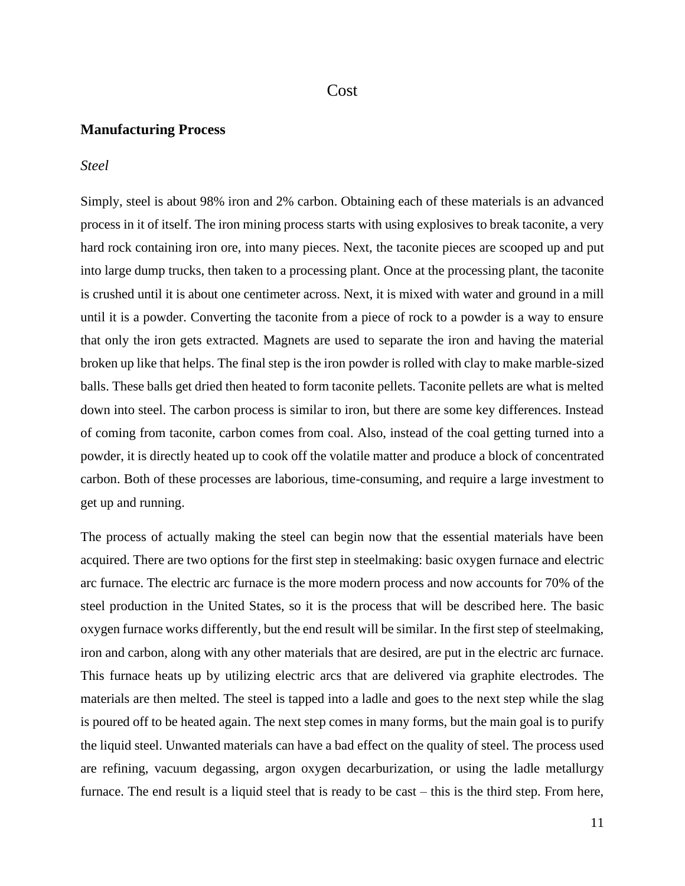# Cost

## Manufacturing Process

### *Steel*

Simply, steel is about 98% iron and 2% carbon. Obtaining each of these materials is an advanced process in it of itself. The iron mining process starts with using explosives to break taconite, a very hard rock containing iron ore, into many pieces. Next, the taconite pieces are scooped up and put into large dump trucks, then taken to a processing plant. Once at the processing plant, the taconite is crushed until it is about one centimeter across. Next, it is mixed with water and ground in a mill until it is a powder. Converting the taconite from a piece of rock to a powder is a way to ensure that only the iron gets extracted. Magnets are used to separate the iron and having the material broken up like that helps. The final step is the iron powder is rolled with clay to make marble-sized balls. These balls get dried then heated to form taconite pellets. Taconite pellets are what is melted down into steel. The carbon process is similar to iron, but there are some key differences. Instead of coming from taconite, carbon comes from coal. Also, instead of the coal getting turned into a powder, it is directly heated up to cook off the volatile matter and produce a block of concentrated carbon. Both of these processes are laborious, time-consuming, and require a large investment to get up and running.

The process of actually making the steel can begin now that the essential materials have been acquired. There are two options for the first step in steelmaking: basic oxygen furnace and electric arc furnace. The electric arc furnace is the more modern process and now accounts for 70% of the steel production in the United States, so it is the process that will be described here. The basic oxygen furnace works differently, but the end result will be similar. In the first step of steelmaking, iron and carbon, along with any other materials that are desired, are put in the electric arc furnace. This furnace heats up by utilizing electric arcs that are delivered via graphite electrodes. The materials are then melted. The steel is tapped into a ladle and goes to the next step while the slag is poured off to be heated again. The next step comes in many forms, but the main goal is to purify the liquid steel. Unwanted materials can have a bad effect on the quality of steel. The process used are refining, vacuum degassing, argon oxygen decarburization, or using the ladle metallurgy furnace. The end result is a liquid steel that is ready to be cast – this is the third step. From here,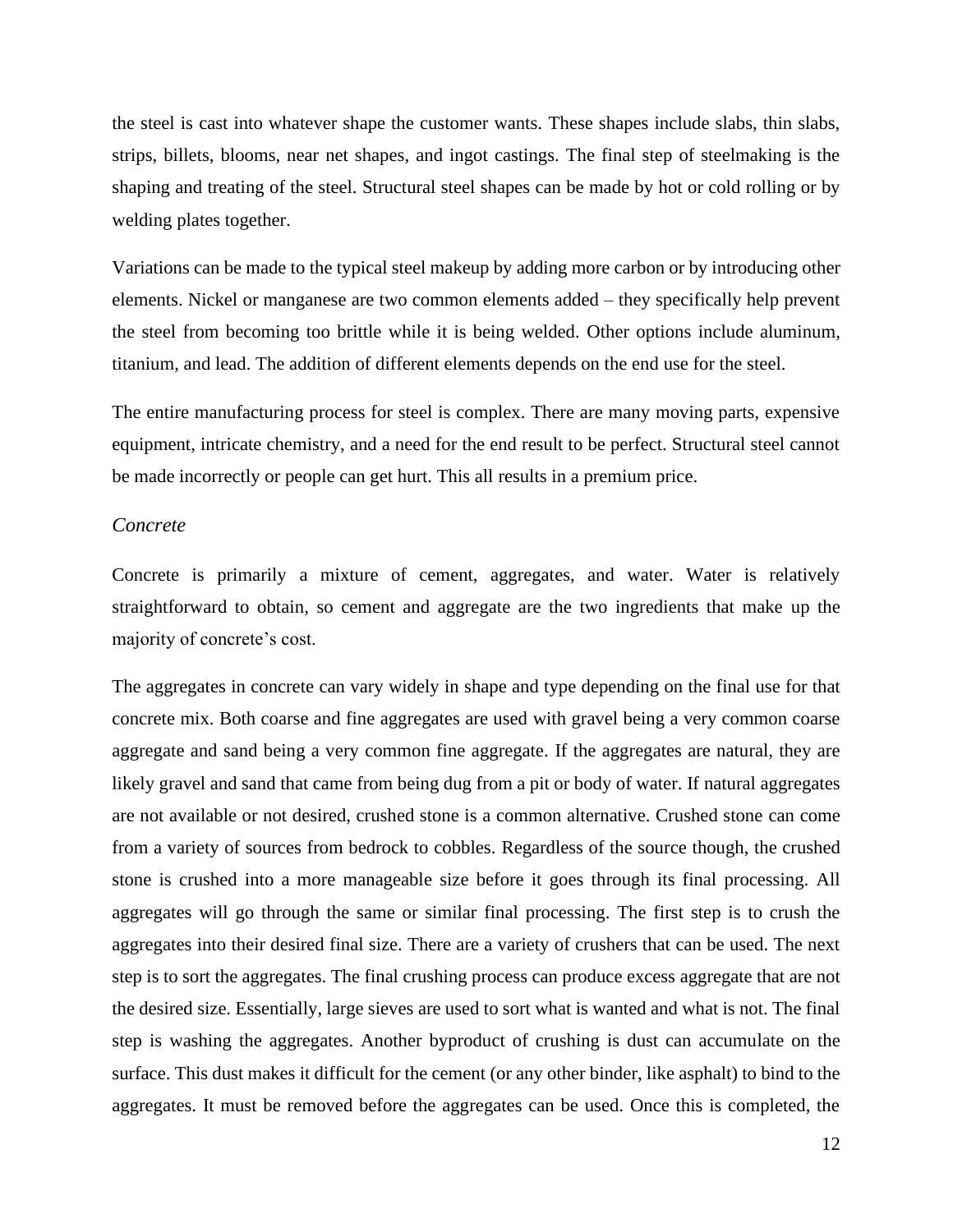the steel is cast into whatever shape the customer wants. These shapes include slabs, thin slabs, strips, billets, blooms, near net shapes, and ingot castings. The final step of steelmaking is the shaping and treating of the steel. Structural steel shapes can be made by hot or cold rolling or by welding plates together.

Variations can be made to the typical steel makeup by adding more carbon or by introducing other elements. Nickel or manganese are two common elements added – they specifically help prevent the steel from becoming too brittle while it is being welded. Other options include aluminum, titanium, and lead. The addition of different elements depends on the end use for the steel.

The entire manufacturing process for steel is complex. There are many moving parts, expensive equipment, intricate chemistry, and a need for the end result to be perfect. Structural steel cannot be made incorrectly or people can get hurt. This all results in a premium price.

### *Concrete*

Concrete is primarily a mixture of cement, aggregates, and water. Water is relatively straightforward to obtain, so cement and aggregate are the two ingredients that make up the majority of concrete's cost.

The aggregates in concrete can vary widely in shape and type depending on the final use for that concrete mix. Both coarse and fine aggregates are used with gravel being a very common coarse aggregate and sand being a very common fine aggregate. If the aggregates are natural, they are likely gravel and sand that came from being dug from a pit or body of water. If natural aggregates are not available or not desired, crushed stone is a common alternative. Crushed stone can come from a variety of sources from bedrock to cobbles. Regardless of the source though, the crushed stone is crushed into a more manageable size before it goes through its final processing. All aggregates will go through the same or similar final processing. The first step is to crush the aggregates into their desired final size. There are a variety of crushers that can be used. The next step is to sort the aggregates. The final crushing process can produce excess aggregate that are not the desired size. Essentially, large sieves are used to sort what is wanted and what is not. The final step is washing the aggregates. Another byproduct of crushing is dust can accumulate on the surface. This dust makes it difficult for the cement (or any other binder, like asphalt) to bind to the aggregates. It must be removed before the aggregates can be used. Once this is completed, the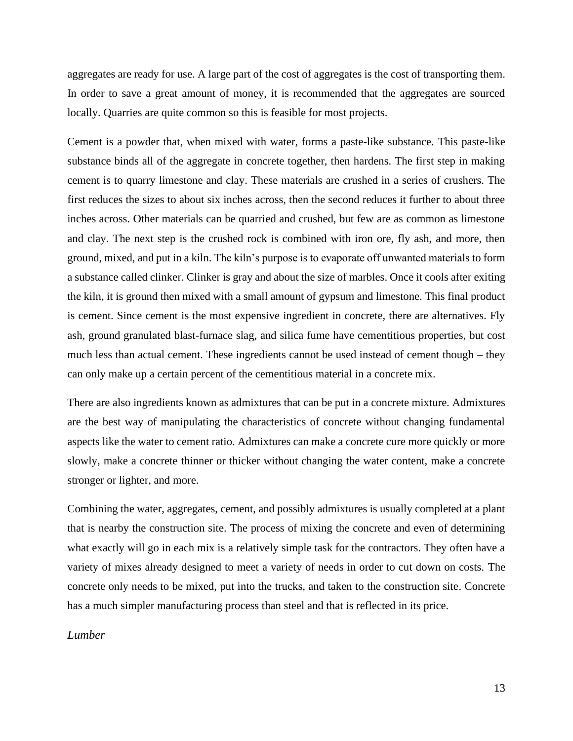aggregates are ready for use. A large part of the cost of aggregates is the cost of transporting them. In order to save a great amount of money, it is recommended that the aggregates are sourced locally. Quarries are quite common so this is feasible for most projects.

Cement is a powder that, when mixed with water, forms a paste-like substance. This paste-like substance binds all of the aggregate in concrete together, then hardens. The first step in making cement is to quarry limestone and clay. These materials are crushed in a series of crushers. The first reduces the sizes to about six inches across, then the second reduces it further to about three inches across. Other materials can be quarried and crushed, but few are as common as limestone and clay. The next step is the crushed rock is combined with iron ore, fly ash, and more, then ground, mixed, and put in a kiln. The kiln's purpose is to evaporate off unwanted materials to form a substance called clinker. Clinker is gray and about the size of marbles. Once it cools after exiting the kiln, it is ground then mixed with a small amount of gypsum and limestone. This final product is cement. Since cement is the most expensive ingredient in concrete, there are alternatives. Fly ash, ground granulated blast-furnace slag, and silica fume have cementitious properties, but cost much less than actual cement. These ingredients cannot be used instead of cement though – they can only make up a certain percent of the cementitious material in a concrete mix.

There are also ingredients known as admixtures that can be put in a concrete mixture. Admixtures are the best way of manipulating the characteristics of concrete without changing fundamental aspects like the water to cement ratio. Admixtures can make a concrete cure more quickly or more slowly, make a concrete thinner or thicker without changing the water content, make a concrete stronger or lighter, and more.

Combining the water, aggregates, cement, and possibly admixtures is usually completed at a plant that is nearby the construction site. The process of mixing the concrete and even of determining what exactly will go in each mix is a relatively simple task for the contractors. They often have a variety of mixes already designed to meet a variety of needs in order to cut down on costs. The concrete only needs to be mixed, put into the trucks, and taken to the construction site. Concrete has a much simpler manufacturing process than steel and that is reflected in its price.

*Lumber*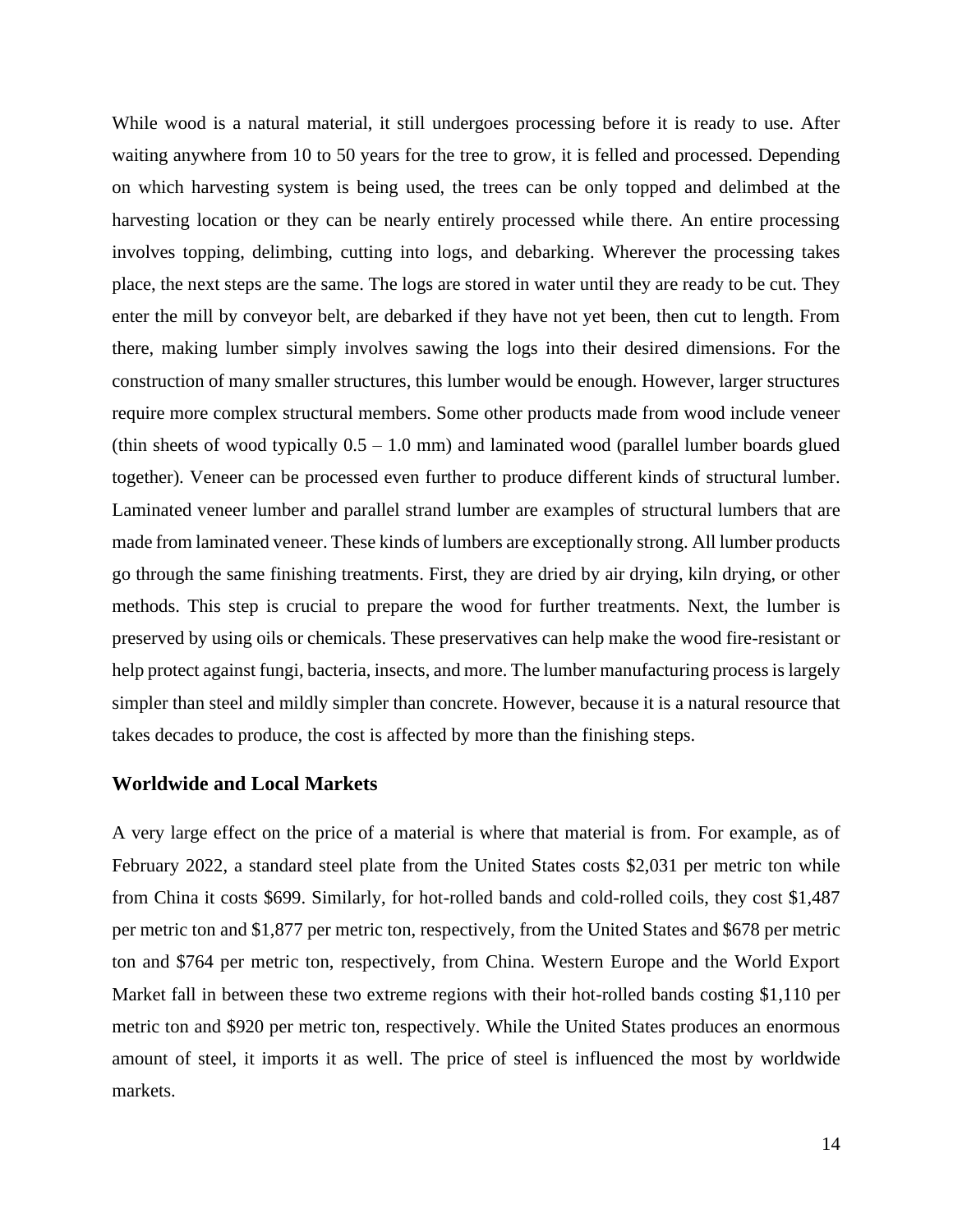While wood is a natural material, it still undergoes processing before it is ready to use. After waiting anywhere from 10 to 50 years for the tree to grow, it is felled and processed. Depending on which harvesting system is being used, the trees can be only topped and delimbed at the harvesting location or they can be nearly entirely processed while there. An entire processing involves topping, delimbing, cutting into logs, and debarking. Wherever the processing takes place, the next steps are the same. The logs are stored in water until they are ready to be cut. They enter the mill by conveyor belt, are debarked if they have not yet been, then cut to length. From there, making lumber simply involves sawing the logs into their desired dimensions. For the construction of many smaller structures, this lumber would be enough. However, larger structures require more complex structural members. Some other products made from wood include veneer (thin sheets of wood typically 0.5 – 1.0 mm) and laminated wood (parallel lumber boards glued together). Veneer can be processed even further to produce different kinds of structural lumber. Laminated veneer lumber and parallel strand lumber are examples of structural lumbers that are made from laminated veneer. These kinds of lumbers are exceptionally strong. All lumber products go through the same finishing treatments. First, they are dried by air drying, kiln drying, or other methods. This step is crucial to prepare the wood for further treatments. Next, the lumber is preserved by using oils or chemicals. These preservatives can help make the wood fire-resistant or help protect against fungi, bacteria, insects, and more. The lumber manufacturing process is largely simpler than steel and mildly simpler than concrete. However, because it is a natural resource that takes decades to produce, the cost is affected by more than the finishing steps.

### Worldwide and Local Markets

A very large effect on the price of a material is where that material is from. For example, as of February 2022, a standard steel plate from the United States costs $2,031 per metric ton while from China it costs $699. Similarly, for hot-rolled bands and cold-rolled coils, they cost $1,487 per metric ton and $1,877 per metric ton, respectively, from the United States and $678 per metric ton and $764 per metric ton, respectively, from China. Western Europe and the World Export Market fall in between these two extreme regions with their hot-rolled bands costing $1,110 per metric ton and $920 per metric ton, respectively. While the United States produces an enormous amount of steel, it imports it as well. The price of steel is influenced the most by worldwide markets.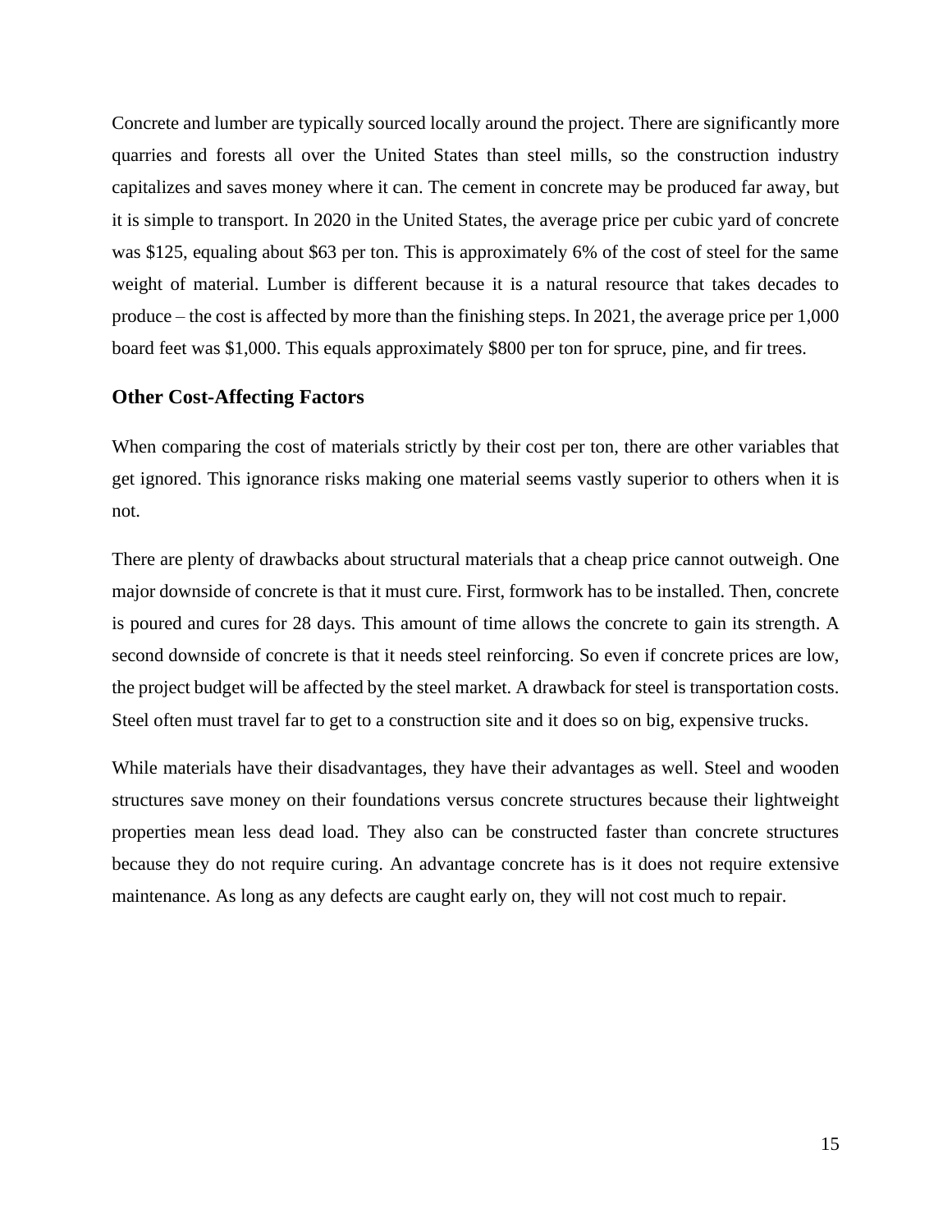Concrete and lumber are typically sourced locally around the project. There are significantly more quarries and forests all over the United States than steel mills, so the construction industry capitalizes and saves money where it can. The cement in concrete may be produced far away, but it is simple to transport. In 2020 in the United States, the average price per cubic yard of concrete was $125, equaling about $63 per ton. This is approximately 6% of the cost of steel for the same weight of material. Lumber is different because it is a natural resource that takes decades to produce – the cost is affected by more than the finishing steps. In 2021, the average price per 1,000 board feet was $1,000. This equals approximately $800 per ton for spruce, pine, and fir trees.

### Other Cost-Affecting Factors

When comparing the cost of materials strictly by their cost per ton, there are other variables that get ignored. This ignorance risks making one material seems vastly superior to others when it is not.

There are plenty of drawbacks about structural materials that a cheap price cannot outweigh. One major downside of concrete is that it must cure. First, formwork has to be installed. Then, concrete is poured and cures for 28 days. This amount of time allows the concrete to gain its strength. A second downside of concrete is that it needs steel reinforcing. So even if concrete prices are low, the project budget will be affected by the steel market. A drawback for steel is transportation costs. Steel often must travel far to get to a construction site and it does so on big, expensive trucks.

While materials have their disadvantages, they have their advantages as well. Steel and wooden structures save money on their foundations versus concrete structures because their lightweight properties mean less dead load. They also can be constructed faster than concrete structures because they do not require curing. An advantage concrete has is it does not require extensive maintenance. As long as any defects are caught early on, they will not cost much to repair.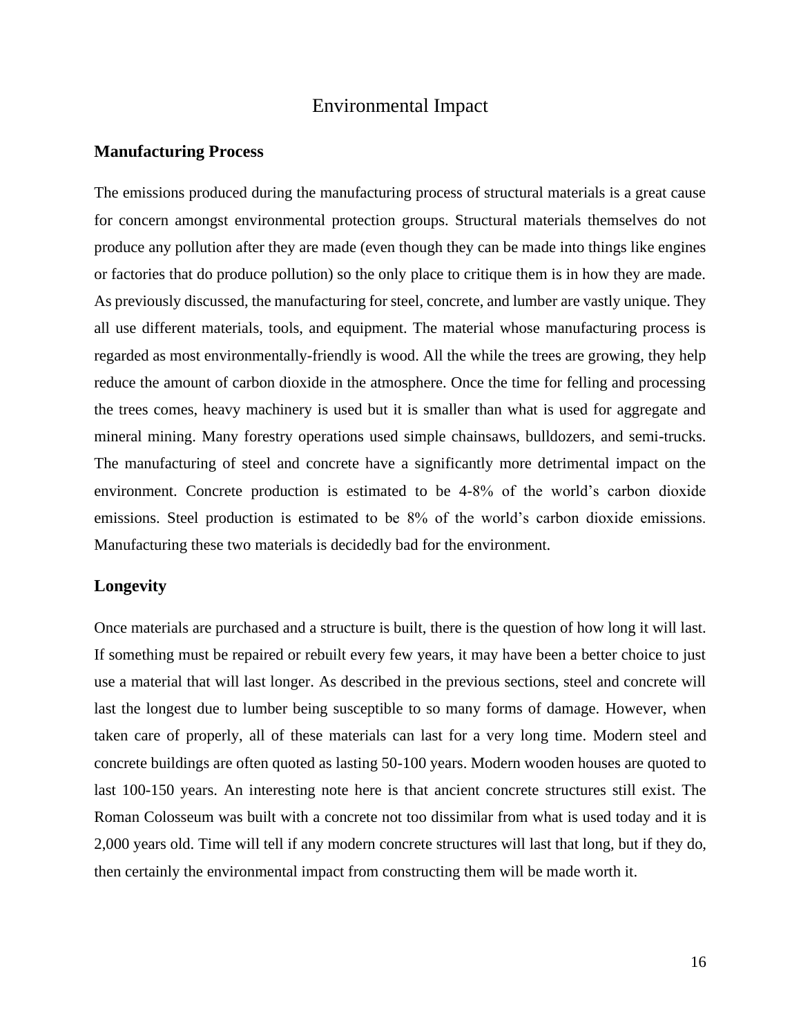# Environmental Impact

## Manufacturing Process

The emissions produced during the manufacturing process of structural materials is a great cause for concern amongst environmental protection groups. Structural materials themselves do not produce any pollution after they are made (even though they can be made into things like engines or factories that do produce pollution) so the only place to critique them is in how they are made. As previously discussed, the manufacturing for steel, concrete, and lumber are vastly unique. They all use different materials, tools, and equipment. The material whose manufacturing process is regarded as most environmentally-friendly is wood. All the while the trees are growing, they help reduce the amount of carbon dioxide in the atmosphere. Once the time for felling and processing the trees comes, heavy machinery is used but it is smaller than what is used for aggregate and mineral mining. Many forestry operations used simple chainsaws, bulldozers, and semi-trucks. The manufacturing of steel and concrete have a significantly more detrimental impact on the environment. Concrete production is estimated to be 4-8% of the world's carbon dioxide emissions. Steel production is estimated to be 8% of the world's carbon dioxide emissions. Manufacturing these two materials is decidedly bad for the environment.

## Longevity

Once materials are purchased and a structure is built, there is the question of how long it will last. If something must be repaired or rebuilt every few years, it may have been a better choice to just use a material that will last longer. As described in the previous sections, steel and concrete will last the longest due to lumber being susceptible to so many forms of damage. However, when taken care of properly, all of these materials can last for a very long time. Modern steel and concrete buildings are often quoted as lasting 50-100 years. Modern wooden houses are quoted to last 100-150 years. An interesting note here is that ancient concrete structures still exist. The Roman Colosseum was built with a concrete not too dissimilar from what is used today and it is 2,000 years old. Time will tell if any modern concrete structures will last that long, but if they do, then certainly the environmental impact from constructing them will be made worth it.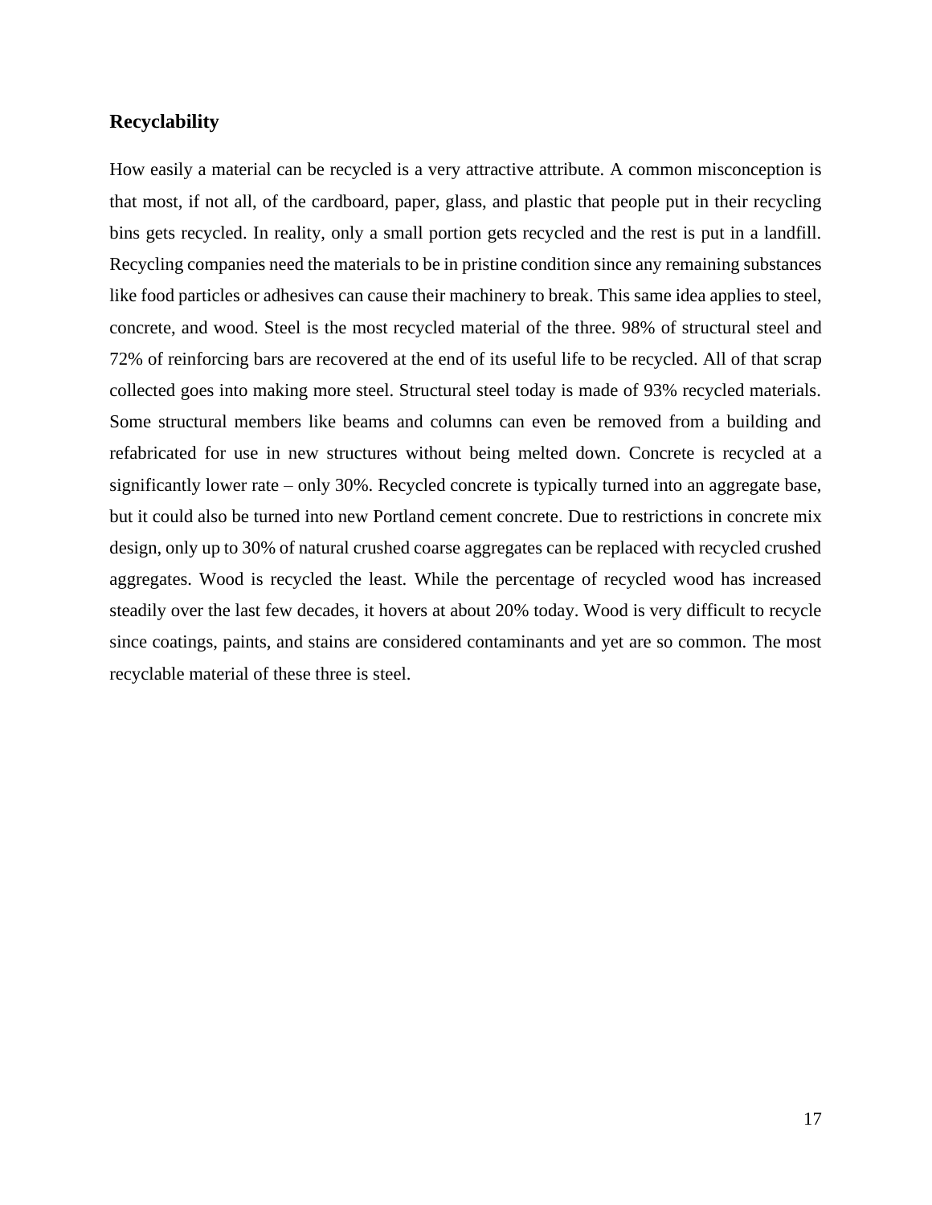## Recyclability

How easily a material can be recycled is a very attractive attribute. A common misconception is that most, if not all, of the cardboard, paper, glass, and plastic that people put in their recycling bins gets recycled. In reality, only a small portion gets recycled and the rest is put in a landfill. Recycling companies need the materials to be in pristine condition since any remaining substances like food particles or adhesives can cause their machinery to break. This same idea applies to steel, concrete, and wood. Steel is the most recycled material of the three. 98% of structural steel and 72% of reinforcing bars are recovered at the end of its useful life to be recycled. All of that scrap collected goes into making more steel. Structural steel today is made of 93% recycled materials. Some structural members like beams and columns can even be removed from a building and refabricated for use in new structures without being melted down. Concrete is recycled at a significantly lower rate – only 30%. Recycled concrete is typically turned into an aggregate base, but it could also be turned into new Portland cement concrete. Due to restrictions in concrete mix design, only up to 30% of natural crushed coarse aggregates can be replaced with recycled crushed aggregates. Wood is recycled the least. While the percentage of recycled wood has increased steadily over the last few decades, it hovers at about 20% today. Wood is very difficult to recycle since coatings, paints, and stains are considered contaminants and yet are so common. The most recyclable material of these three is steel.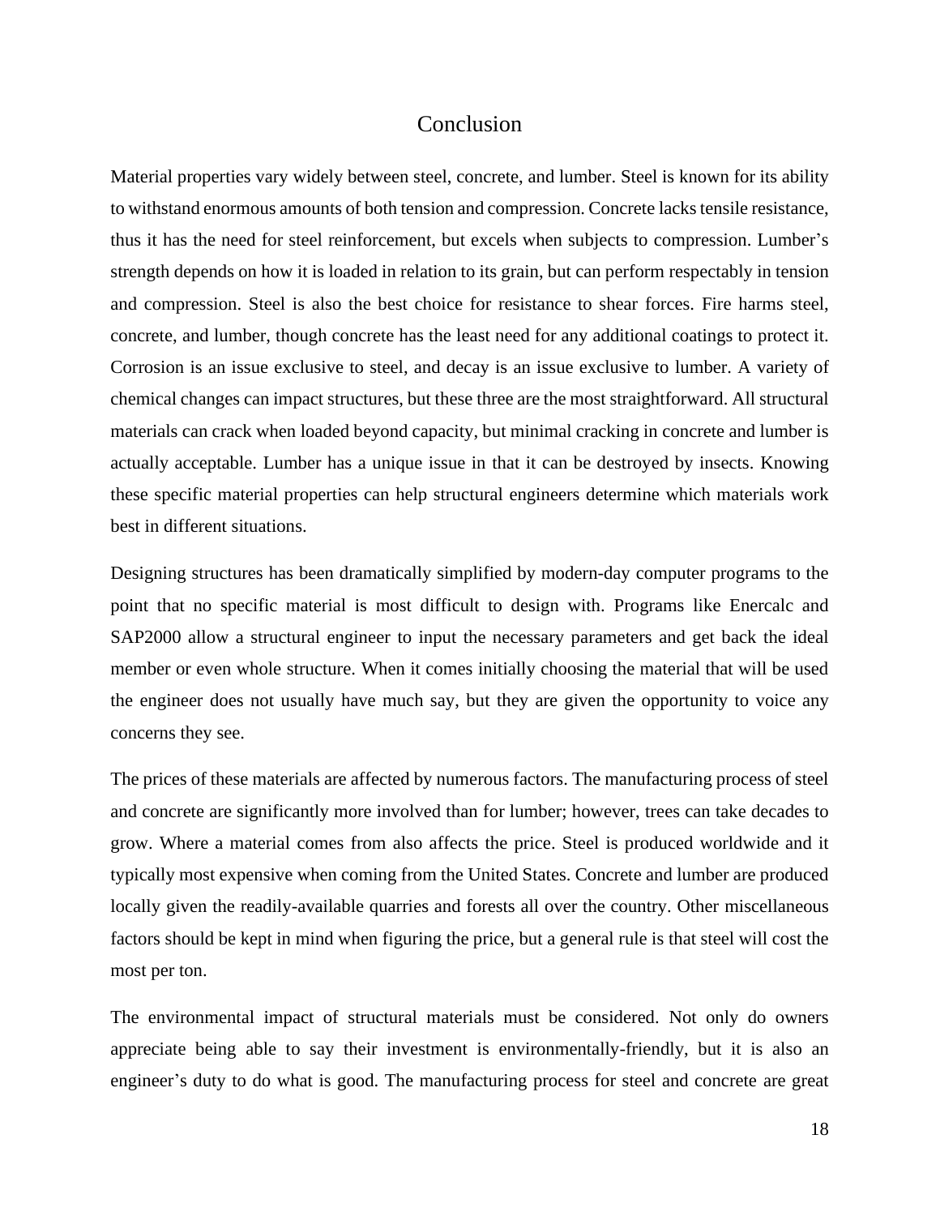# Conclusion

Material properties vary widely between steel, concrete, and lumber. Steel is known for its ability to withstand enormous amounts of both tension and compression. Concrete lacks tensile resistance, thus it has the need for steel reinforcement, but excels when subjects to compression. Lumber's strength depends on how it is loaded in relation to its grain, but can perform respectably in tension and compression. Steel is also the best choice for resistance to shear forces. Fire harms steel, concrete, and lumber, though concrete has the least need for any additional coatings to protect it. Corrosion is an issue exclusive to steel, and decay is an issue exclusive to lumber. A variety of chemical changes can impact structures, but these three are the most straightforward. All structural materials can crack when loaded beyond capacity, but minimal cracking in concrete and lumber is actually acceptable. Lumber has a unique issue in that it can be destroyed by insects. Knowing these specific material properties can help structural engineers determine which materials work best in different situations.

Designing structures has been dramatically simplified by modern-day computer programs to the point that no specific material is most difficult to design with. Programs like Enercalc and SAP2000 allow a structural engineer to input the necessary parameters and get back the ideal member or even whole structure. When it comes initially choosing the material that will be used the engineer does not usually have much say, but they are given the opportunity to voice any concerns they see.

The prices of these materials are affected by numerous factors. The manufacturing process of steel and concrete are significantly more involved than for lumber; however, trees can take decades to grow. Where a material comes from also affects the price. Steel is produced worldwide and it typically most expensive when coming from the United States. Concrete and lumber are produced locally given the readily-available quarries and forests all over the country. Other miscellaneous factors should be kept in mind when figuring the price, but a general rule is that steel will cost the most per ton.

The environmental impact of structural materials must be considered. Not only do owners appreciate being able to say their investment is environmentally-friendly, but it is also an engineer's duty to do what is good. The manufacturing process for steel and concrete are great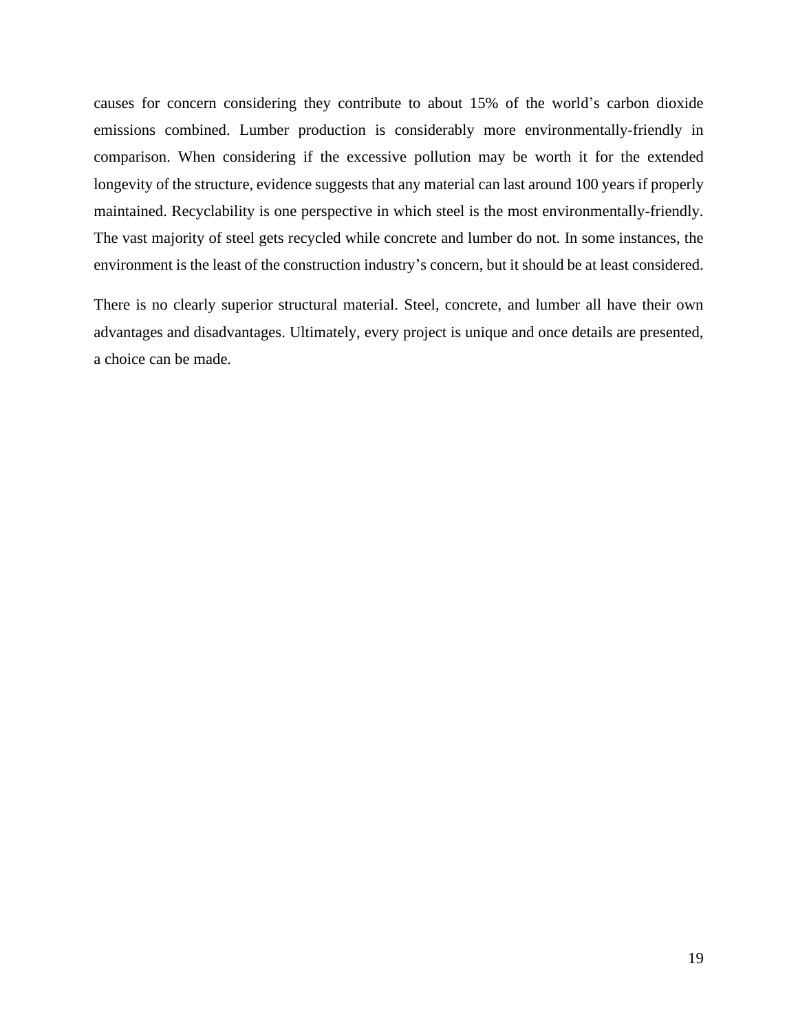causes for concern considering they contribute to about 15% of the world's carbon dioxide emissions combined. Lumber production is considerably more environmentally-friendly in comparison. When considering if the excessive pollution may be worth it for the extended longevity of the structure, evidence suggests that any material can last around 100 years if properly maintained. Recyclability is one perspective in which steel is the most environmentally-friendly. The vast majority of steel gets recycled while concrete and lumber do not. In some instances, the environment is the least of the construction industry's concern, but it should be at least considered.

There is no clearly superior structural material. Steel, concrete, and lumber all have their own advantages and disadvantages. Ultimately, every project is unique and once details are presented, a choice can be made.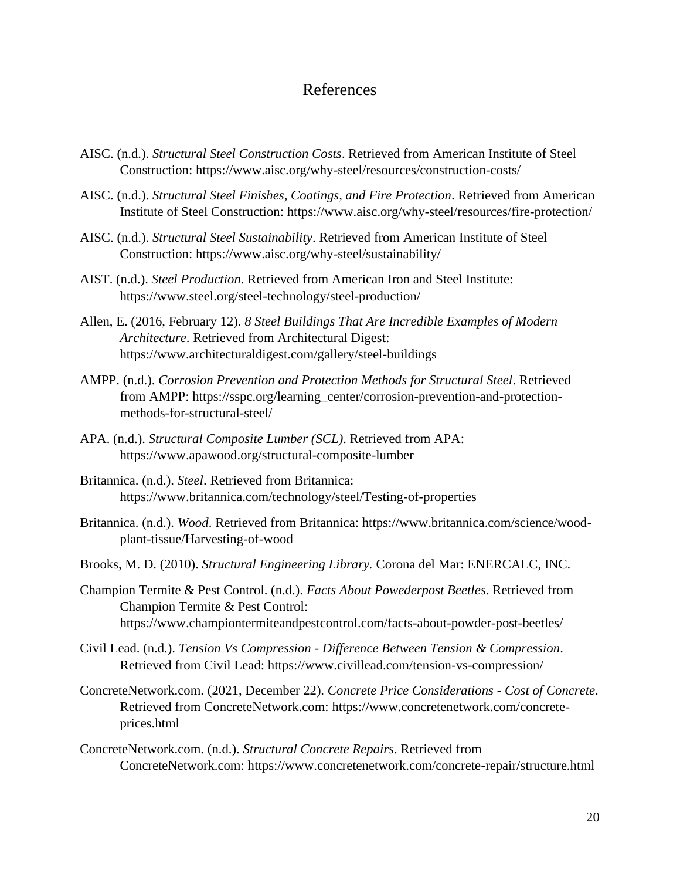# References

AISC. (n.d.). *Structural Steel Construction Costs*. Retrieved from American Institute of Steel Construction: https://www.aisc.org/why-steel/resources/construction-costs/

AISC. (n.d.). *Structural Steel Finishes, Coatings, and Fire Protection*. Retrieved from American Institute of Steel Construction: https://www.aisc.org/why-steel/resources/fire-protection/

AISC. (n.d.). *Structural Steel Sustainability*. Retrieved from American Institute of Steel Construction: https://www.aisc.org/why-steel/sustainability/

AIST. (n.d.). *Steel Production*. Retrieved from American Iron and Steel Institute: https://www.steel.org/steel-technology/steel-production/

Allen, E. (2016, February 12). *8 Steel Buildings That Are Incredible Examples of Modern Architecture*. Retrieved from Architectural Digest: https://www.architecturaldigest.com/gallery/steel-buildings

AMPP. (n.d.). *Corrosion Prevention and Protection Methods for Structural Steel*. Retrieved from AMPP: https://sspc.org/learning_center/corrosion-prevention-and-protection-methods-for-structural-steel/

APA. (n.d.). *Structural Composite Lumber (SCL)*. Retrieved from APA: https://www.apawood.org/structural-composite-lumber

Britannica. (n.d.). *Steel*. Retrieved from Britannica: https://www.britannica.com/technology/steel/Testing-of-properties

Britannica. (n.d.). *Wood*. Retrieved from Britannica: https://www.britannica.com/science/wood-plant-tissue/Harvesting-of-wood

Brooks, M. D. (2010). *Structural Engineering Library.* Corona del Mar: ENERCALC, INC.

Champion Termite & Pest Control. (n.d.). *Facts About Powederpost Beetles*. Retrieved from Champion Termite & Pest Control: https://www.championtermiteandpestcontrol.com/facts-about-powder-post-beetles/

Civil Lead. (n.d.). *Tension Vs Compression - Difference Between Tension & Compression*. Retrieved from Civil Lead: https://www.civillead.com/tension-vs-compression/

ConcreteNetwork.com. (2021, December 22). *Concrete Price Considerations - Cost of Concrete*. Retrieved from ConcreteNetwork.com: https://www.concretenetwork.com/concrete-prices.html

ConcreteNetwork.com. (n.d.). *Structural Concrete Repairs*. Retrieved from ConcreteNetwork.com: https://www.concretenetwork.com/concrete-repair/structure.html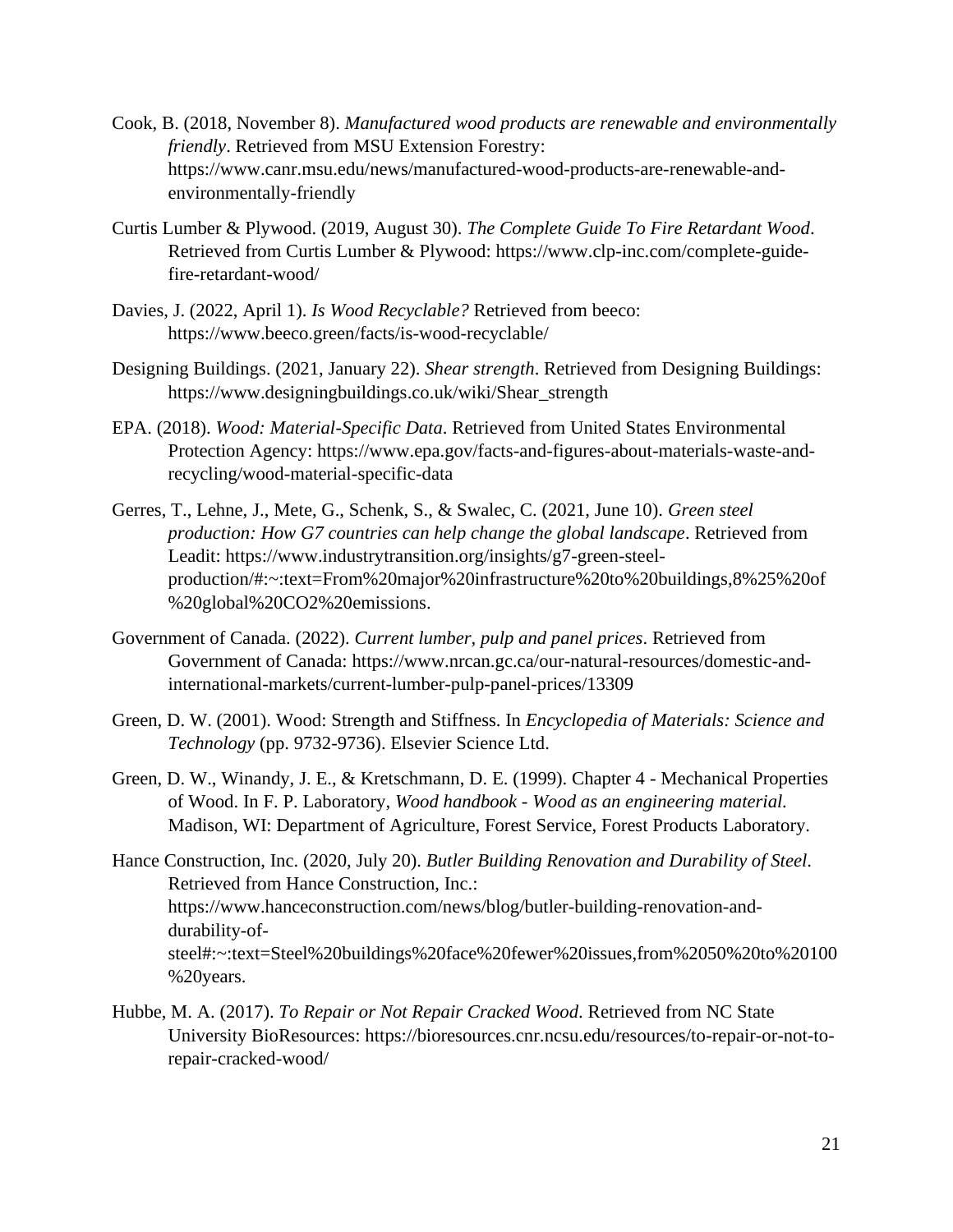Cook, B. (2018, November 8). *Manufactured wood products are renewable and environmentally friendly*. Retrieved from MSU Extension Forestry: https://www.canr.msu.edu/news/manufactured-wood-products-are-renewable-and-environmentally-friendly

Curtis Lumber & Plywood. (2019, August 30). *The Complete Guide To Fire Retardant Wood*. Retrieved from Curtis Lumber & Plywood: https://www.clp-inc.com/complete-guide-fire-retardant-wood/

Davies, J. (2022, April 1). *Is Wood Recyclable?* Retrieved from beeco: https://www.beeco.green/facts/is-wood-recyclable/

Designing Buildings. (2021, January 22). *Shear strength*. Retrieved from Designing Buildings: https://www.designingbuildings.co.uk/wiki/Shear_strength

EPA. (2018). *Wood: Material-Specific Data*. Retrieved from United States Environmental Protection Agency: https://www.epa.gov/facts-and-figures-about-materials-waste-and-recycling/wood-material-specific-data

Gerres, T., Lehne, J., Mete, G., Schenk, S., & Swalec, C. (2021, June 10). *Green steel production: How G7 countries can help change the global landscape*. Retrieved from Leadit: https://www.industrytransition.org/insights/g7-green-steel-production/#:~:text=From%20major%20infrastructure%20to%20buildings,8%25%20of%20global%20CO2%20emissions.

Government of Canada. (2022). *Current lumber, pulp and panel prices*. Retrieved from Government of Canada: https://www.nrcan.gc.ca/our-natural-resources/domestic-and-international-markets/current-lumber-pulp-panel-prices/13309

Green, D. W. (2001). Wood: Strength and Stiffness. In *Encyclopedia of Materials: Science and Technology* (pp. 9732-9736). Elsevier Science Ltd.

Green, D. W., Winandy, J. E., & Kretschmann, D. E. (1999). Chapter 4 - Mechanical Properties of Wood. In F. P. Laboratory, *Wood handbook - Wood as an engineering material.* Madison, WI: Department of Agriculture, Forest Service, Forest Products Laboratory.

Hance Construction, Inc. (2020, July 20). *Butler Building Renovation and Durability of Steel*. Retrieved from Hance Construction, Inc.: https://www.hanceconstruction.com/news/blog/butler-building-renovation-and-durability-of-steel#:~:text=Steel%20buildings%20face%20fewer%20issues,from%2050%20to%20100%20years.

Hubbe, M. A. (2017). *To Repair or Not Repair Cracked Wood*. Retrieved from NC State University BioResources: https://bioresources.cnr.ncsu.edu/resources/to-repair-or-not-to-repair-cracked-wood/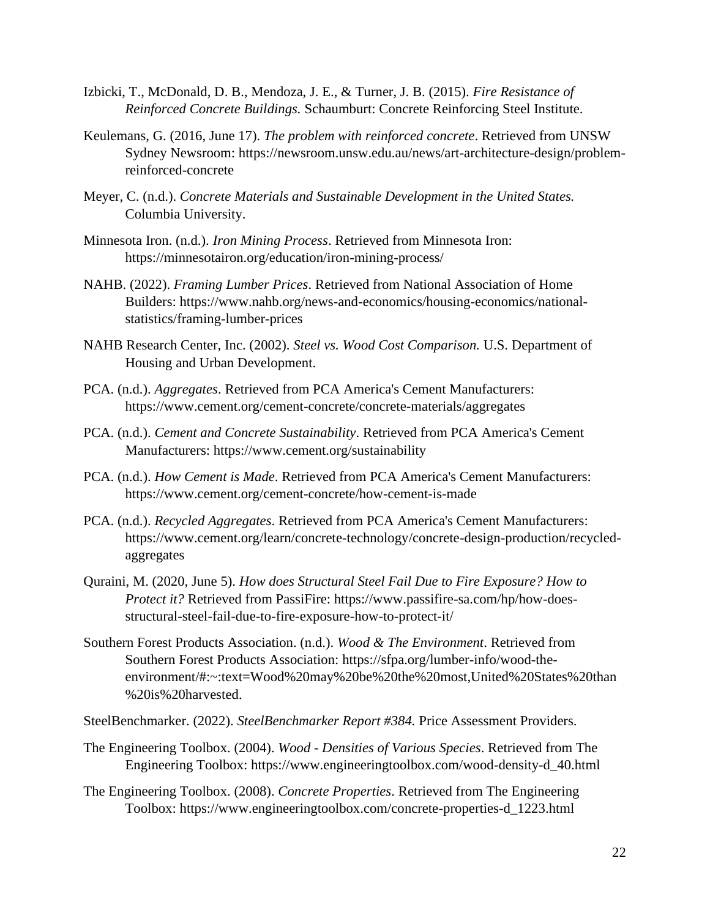Izbicki, T., McDonald, D. B., Mendoza, J. E., & Turner, J. B. (2015). *Fire Resistance of Reinforced Concrete Buildings.* Schaumburt: Concrete Reinforcing Steel Institute.

Keulemans, G. (2016, June 17). *The problem with reinforced concrete*. Retrieved from UNSW Sydney Newsroom: https://newsroom.unsw.edu.au/news/art-architecture-design/problem-reinforced-concrete

Meyer, C. (n.d.). *Concrete Materials and Sustainable Development in the United States.* Columbia University.

Minnesota Iron. (n.d.). *Iron Mining Process*. Retrieved from Minnesota Iron: https://minnesotairon.org/education/iron-mining-process/

NAHB. (2022). *Framing Lumber Prices*. Retrieved from National Association of Home Builders: https://www.nahb.org/news-and-economics/housing-economics/national-statistics/framing-lumber-prices

NAHB Research Center, Inc. (2002). *Steel vs. Wood Cost Comparison.* U.S. Department of Housing and Urban Development.

PCA. (n.d.). *Aggregates*. Retrieved from PCA America's Cement Manufacturers: https://www.cement.org/cement-concrete/concrete-materials/aggregates

PCA. (n.d.). *Cement and Concrete Sustainability*. Retrieved from PCA America's Cement Manufacturers: https://www.cement.org/sustainability

PCA. (n.d.). *How Cement is Made*. Retrieved from PCA America's Cement Manufacturers: https://www.cement.org/cement-concrete/how-cement-is-made

PCA. (n.d.). *Recycled Aggregates*. Retrieved from PCA America's Cement Manufacturers: https://www.cement.org/learn/concrete-technology/concrete-design-production/recycled-aggregates

Quraini, M. (2020, June 5). *How does Structural Steel Fail Due to Fire Exposure? How to Protect it?* Retrieved from PassiFire: https://www.passifire-sa.com/hp/how-does-structural-steel-fail-due-to-fire-exposure-how-to-protect-it/

Southern Forest Products Association. (n.d.). *Wood & The Environment*. Retrieved from Southern Forest Products Association: https://sfpa.org/lumber-info/wood-the-environment/#:~:text=Wood%20may%20be%20the%20most,United%20States%20than%20is%20harvested.

SteelBenchmarker. (2022). *SteelBenchmarker Report #384.* Price Assessment Providers.

The Engineering Toolbox. (2004). *Wood - Densities of Various Species*. Retrieved from The Engineering Toolbox: https://www.engineeringtoolbox.com/wood-density-d_40.html

The Engineering Toolbox. (2008). *Concrete Properties*. Retrieved from The Engineering Toolbox: https://www.engineeringtoolbox.com/concrete-properties-d_1223.html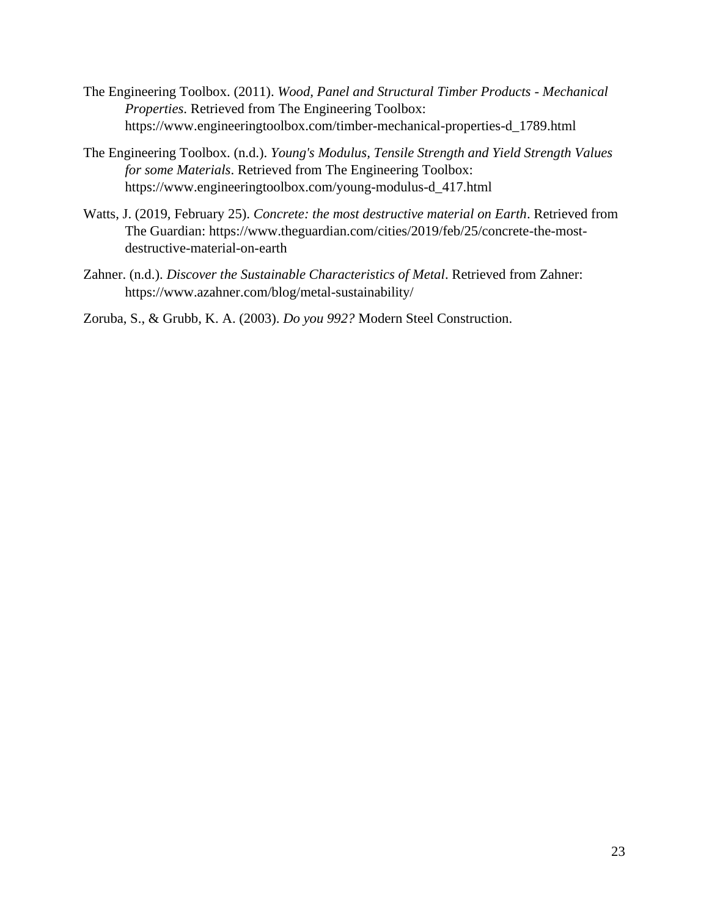The Engineering Toolbox. (2011). *Wood, Panel and Structural Timber Products - Mechanical Properties*. Retrieved from The Engineering Toolbox: https://www.engineeringtoolbox.com/timber-mechanical-properties-d_1789.html

The Engineering Toolbox. (n.d.). *Young's Modulus, Tensile Strength and Yield Strength Values for some Materials*. Retrieved from The Engineering Toolbox: https://www.engineeringtoolbox.com/young-modulus-d_417.html

Watts, J. (2019, February 25). *Concrete: the most destructive material on Earth*. Retrieved from The Guardian: https://www.theguardian.com/cities/2019/feb/25/concrete-the-most-destructive-material-on-earth

Zahner. (n.d.). *Discover the Sustainable Characteristics of Metal*. Retrieved from Zahner: https://www.azahner.com/blog/metal-sustainability/

Zoruba, S., & Grubb, K. A. (2003). *Do you 992?* Modern Steel Construction.